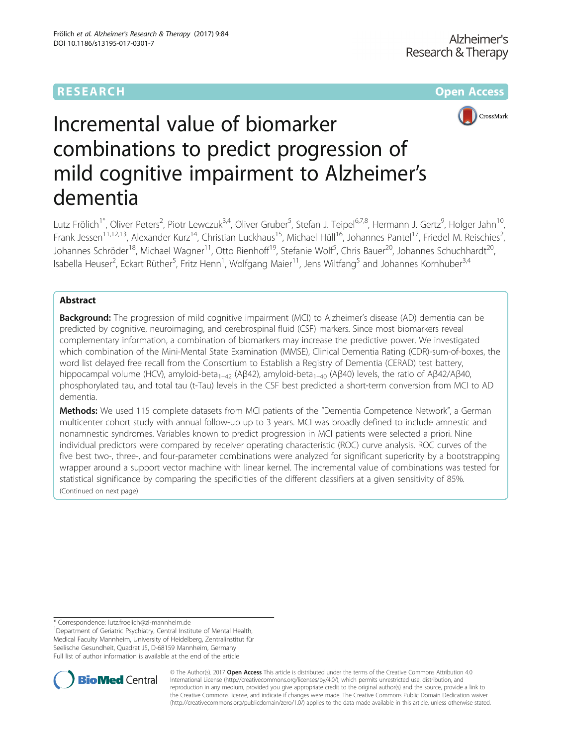RESEARCH

Open Access

# Incremental value of biomarker combinations to predict progression of mild cognitive impairment to Alzheimer's dementia

Lutz Frölich[1*], Oliver Peters[2], Piotr Lewczuk[3,4], Oliver Gruber[5], Stefan J. Teipel[6,7,8], Hermann J. Gertz[9], Holger Jahn[10], Frank Jessen[11,12,13], Alexander Kurz[14], Christian Luckhaus[15], Michael Hüll[16], Johannes Pantel[17], Friedel M. Reischies[2], Johannes Schröder[18], Michael Wagner[11], Otto Rienhoff[19], Stefanie Wolf[5], Chris Bauer[20], Johannes Schuchhardt[20], Isabella Heuser[2], Eckart Rüther[5], Fritz Henn[1], Wolfgang Maier[11], Jens Wiltfang[5] and Johannes Kornhuber[3,4]

## Abstract

**Background:** The progression of mild cognitive impairment (MCI) to Alzheimer's disease (AD) dementia can be predicted by cognitive, neuroimaging, and cerebrospinal fluid (CSF) markers. Since most biomarkers reveal complementary information, a combination of biomarkers may increase the predictive power. We investigated which combination of the Mini-Mental State Examination (MMSE), Clinical Dementia Rating (CDR)-sum-of-boxes, the word list delayed free recall from the Consortium to Establish a Registry of Dementia (CERAD) test battery, hippocampal volume (HCV), amyloid-beta$_{1-42}$ (Aβ42), amyloid-beta$_{1-40}$ (Aβ40) levels, the ratio of Aβ42/Aβ40, phosphorylated tau, and total tau (t-Tau) levels in the CSF best predicted a short-term conversion from MCI to AD dementia.

**Methods:** We used 115 complete datasets from MCI patients of the "Dementia Competence Network", a German multicenter cohort study with annual follow-up up to 3 years. MCI was broadly defined to include amnestic and nonamnestic syndromes. Variables known to predict progression in MCI patients were selected a priori. Nine individual predictors were compared by receiver operating characteristic (ROC) curve analysis. ROC curves of the five best two-, three-, and four-parameter combinations were analyzed for significant superiority by a bootstrapping wrapper around a support vector machine with linear kernel. The incremental value of combinations was tested for statistical significance by comparing the specificities of the different classifiers at a given sensitivity of 85%.

(Continued on next page)

* Correspondence: lutz.froelich@zi-mannheim.de

[1]Department of Geriatric Psychiatry, Central Institute of Mental Health, Medical Faculty Mannheim, University of Heidelberg, Zentralinstitut für Seelische Gesundheit, Quadrat J5, D-68159 Mannheim, Germany

Full list of author information is available at the end of the article

© The Author(s). 2017 **Open Access** This article is distributed under the terms of the Creative Commons Attribution 4.0 International License (http://creativecommons.org/licenses/by/4.0/), which permits unrestricted use, distribution, and reproduction in any medium, provided you give appropriate credit to the original author(s) and the source, provide a link to the Creative Commons license, and indicate if changes were made. The Creative Commons Public Domain Dedication waiver (http://creativecommons.org/publicdomain/zero/1.0/) applies to the data made available in this article, unless otherwise stated.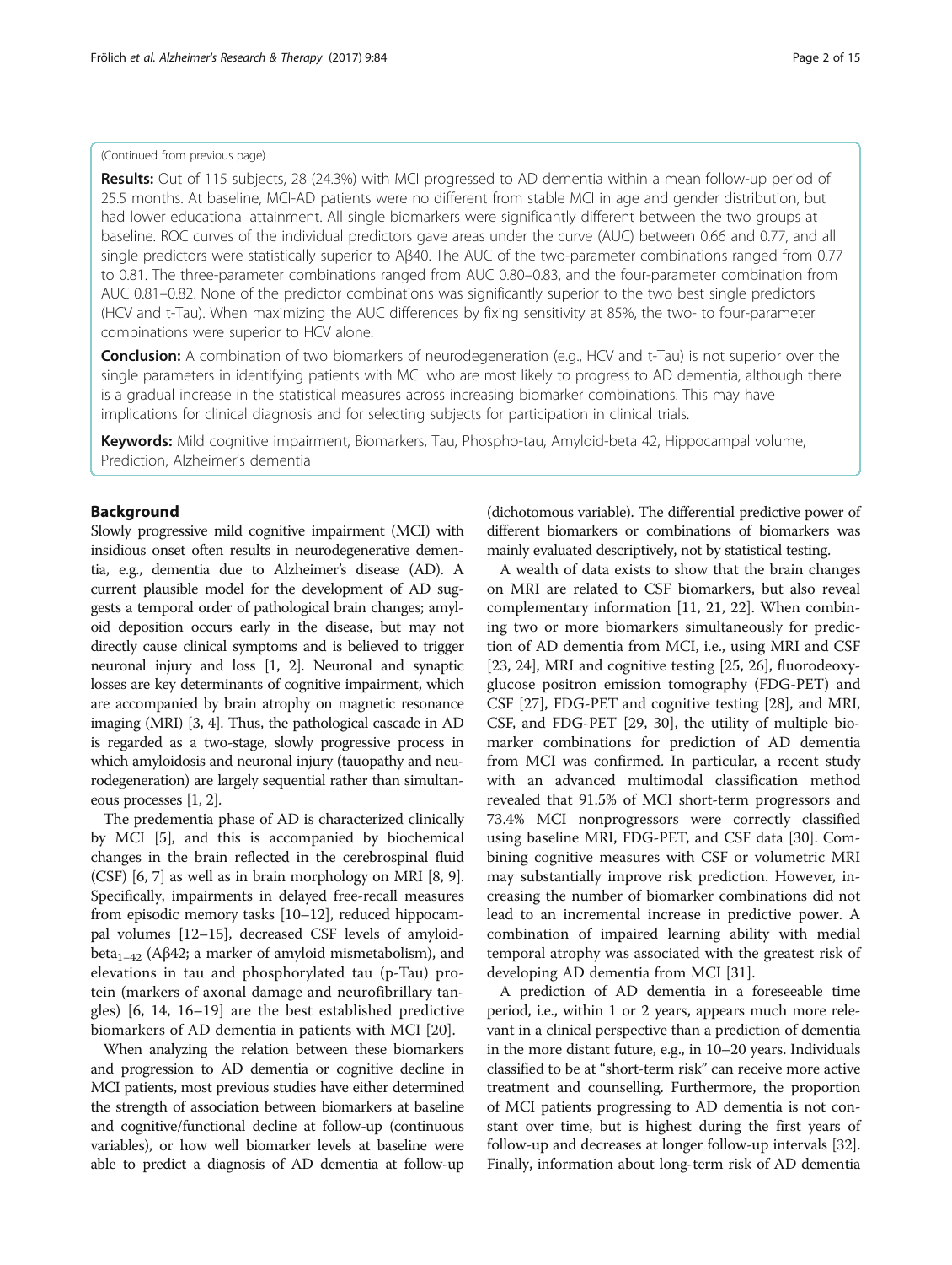(Continued from previous page)

**Results:** Out of 115 subjects, 28 (24.3%) with MCI progressed to AD dementia within a mean follow-up period of 25.5 months. At baseline, MCI-AD patients were no different from stable MCI in age and gender distribution, but had lower educational attainment. All single biomarkers were significantly different between the two groups at baseline. ROC curves of the individual predictors gave areas under the curve (AUC) between 0.66 and 0.77, and all single predictors were statistically superior to Aβ40. The AUC of the two-parameter combinations ranged from 0.77 to 0.81. The three-parameter combinations ranged from AUC 0.80–0.83, and the four-parameter combination from AUC 0.81–0.82. None of the predictor combinations was significantly superior to the two best single predictors (HCV and t-Tau). When maximizing the AUC differences by fixing sensitivity at 85%, the two- to four-parameter combinations were superior to HCV alone.

**Conclusion:** A combination of two biomarkers of neurodegeneration (e.g., HCV and t-Tau) is not superior over the single parameters in identifying patients with MCI who are most likely to progress to AD dementia, although there is a gradual increase in the statistical measures across increasing biomarker combinations. This may have implications for clinical diagnosis and for selecting subjects for participation in clinical trials.

**Keywords:** Mild cognitive impairment, Biomarkers, Tau, Phospho-tau, Amyloid-beta 42, Hippocampal volume, Prediction, Alzheimer's dementia

## Background

Slowly progressive mild cognitive impairment (MCI) with insidious onset often results in neurodegenerative dementia, e.g., dementia due to Alzheimer's disease (AD). A current plausible model for the development of AD suggests a temporal order of pathological brain changes; amyloid deposition occurs early in the disease, but may not directly cause clinical symptoms and is believed to trigger neuronal injury and loss [1, 2]. Neuronal and synaptic losses are key determinants of cognitive impairment, which are accompanied by brain atrophy on magnetic resonance imaging (MRI) [3, 4]. Thus, the pathological cascade in AD is regarded as a two-stage, slowly progressive process in which amyloidosis and neuronal injury (tauopathy and neurodegeneration) are largely sequential rather than simultaneous processes [1, 2].

The predementia phase of AD is characterized clinically by MCI [5], and this is accompanied by biochemical changes in the brain reflected in the cerebrospinal fluid (CSF) [6, 7] as well as in brain morphology on MRI [8, 9]. Specifically, impairments in delayed free-recall measures from episodic memory tasks [10–12], reduced hippocampal volumes [12–15], decreased CSF levels of amyloid-beta$_{1-42}$ (Aβ42; a marker of amyloid mismetabolism), and elevations in tau and phosphorylated tau (p-Tau) protein (markers of axonal damage and neurofibrillary tangles) [6, 14, 16–19] are the best established predictive biomarkers of AD dementia in patients with MCI [20].

When analyzing the relation between these biomarkers and progression to AD dementia or cognitive decline in MCI patients, most previous studies have either determined the strength of association between biomarkers at baseline and cognitive/functional decline at follow-up (continuous variables), or how well biomarker levels at baseline were able to predict a diagnosis of AD dementia at follow-up (dichotomous variable). The differential predictive power of different biomarkers or combinations of biomarkers was mainly evaluated descriptively, not by statistical testing.

A wealth of data exists to show that the brain changes on MRI are related to CSF biomarkers, but also reveal complementary information [11, 21, 22]. When combining two or more biomarkers simultaneously for prediction of AD dementia from MCI, i.e., using MRI and CSF [23, 24], MRI and cognitive testing [25, 26], fluorodeoxyglucose positron emission tomography (FDG-PET) and CSF [27], FDG-PET and cognitive testing [28], and MRI, CSF, and FDG-PET [29, 30], the utility of multiple biomarker combinations for prediction of AD dementia from MCI was confirmed. In particular, a recent study with an advanced multimodal classification method revealed that 91.5% of MCI short-term progressors and 73.4% MCI nonprogressors were correctly classified using baseline MRI, FDG-PET, and CSF data [30]. Combining cognitive measures with CSF or volumetric MRI may substantially improve risk prediction. However, increasing the number of biomarker combinations did not lead to an incremental increase in predictive power. A combination of impaired learning ability with medial temporal atrophy was associated with the greatest risk of developing AD dementia from MCI [31].

A prediction of AD dementia in a foreseeable time period, i.e., within 1 or 2 years, appears much more relevant in a clinical perspective than a prediction of dementia in the more distant future, e.g., in 10–20 years. Individuals classified to be at "short-term risk" can receive more active treatment and counselling. Furthermore, the proportion of MCI patients progressing to AD dementia is not constant over time, but is highest during the first years of follow-up and decreases at longer follow-up intervals [32]. Finally, information about long-term risk of AD dementia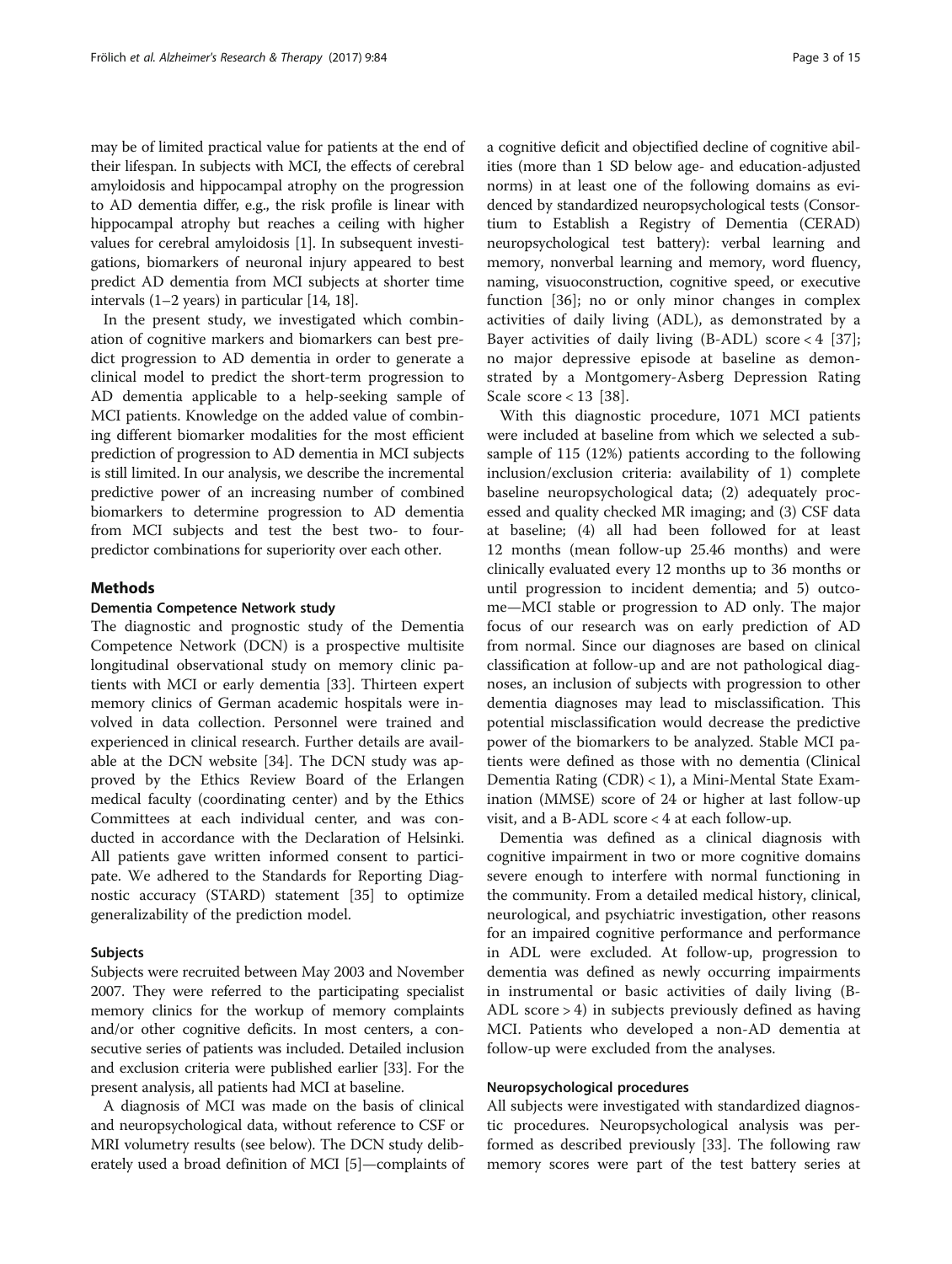may be of limited practical value for patients at the end of their lifespan. In subjects with MCI, the effects of cerebral amyloidosis and hippocampal atrophy on the progression to AD dementia differ, e.g., the risk profile is linear with hippocampal atrophy but reaches a ceiling with higher values for cerebral amyloidosis [1]. In subsequent investigations, biomarkers of neuronal injury appeared to best predict AD dementia from MCI subjects at shorter time intervals (1–2 years) in particular [14, 18].

In the present study, we investigated which combination of cognitive markers and biomarkers can best predict progression to AD dementia in order to generate a clinical model to predict the short-term progression to AD dementia applicable to a help-seeking sample of MCI patients. Knowledge on the added value of combining different biomarker modalities for the most efficient prediction of progression to AD dementia in MCI subjects is still limited. In our analysis, we describe the incremental predictive power of an increasing number of combined biomarkers to determine progression to AD dementia from MCI subjects and test the best two- to four-predictor combinations for superiority over each other.

## Methods

### Dementia Competence Network study

The diagnostic and prognostic study of the Dementia Competence Network (DCN) is a prospective multisite longitudinal observational study on memory clinic patients with MCI or early dementia [33]. Thirteen expert memory clinics of German academic hospitals were involved in data collection. Personnel were trained and experienced in clinical research. Further details are available at the DCN website [34]. The DCN study was approved by the Ethics Review Board of the Erlangen medical faculty (coordinating center) and by the Ethics Committees at each individual center, and was conducted in accordance with the Declaration of Helsinki. All patients gave written informed consent to participate. We adhered to the Standards for Reporting Diagnostic accuracy (STARD) statement [35] to optimize generalizability of the prediction model.

### Subjects

Subjects were recruited between May 2003 and November 2007. They were referred to the participating specialist memory clinics for the workup of memory complaints and/or other cognitive deficits. In most centers, a consecutive series of patients was included. Detailed inclusion and exclusion criteria were published earlier [33]. For the present analysis, all patients had MCI at baseline.

A diagnosis of MCI was made on the basis of clinical and neuropsychological data, without reference to CSF or MRI volumetry results (see below). The DCN study deliberately used a broad definition of MCI [5]—complaints of a cognitive deficit and objectified decline of cognitive abilities (more than 1 SD below age- and education-adjusted norms) in at least one of the following domains as evidenced by standardized neuropsychological tests (Consortium to Establish a Registry of Dementia (CERAD) neuropsychological test battery): verbal learning and memory, nonverbal learning and memory, word fluency, naming, visuoconstruction, cognitive speed, or executive function [36]; no or only minor changes in complex activities of daily living (ADL), as demonstrated by a Bayer activities of daily living (B-ADL) score < 4 [37]; no major depressive episode at baseline as demonstrated by a Montgomery-Asberg Depression Rating Scale score < 13 [38].

With this diagnostic procedure, 1071 MCI patients were included at baseline from which we selected a subsample of 115 (12%) patients according to the following inclusion/exclusion criteria: availability of 1) complete baseline neuropsychological data; (2) adequately processed and quality checked MR imaging; and (3) CSF data at baseline; (4) all had been followed for at least 12 months (mean follow-up 25.46 months) and were clinically evaluated every 12 months up to 36 months or until progression to incident dementia; and 5) outcome—MCI stable or progression to AD only. The major focus of our research was on early prediction of AD from normal. Since our diagnoses are based on clinical classification at follow-up and are not pathological diagnoses, an inclusion of subjects with progression to other dementia diagnoses may lead to misclassification. This potential misclassification would decrease the predictive power of the biomarkers to be analyzed. Stable MCI patients were defined as those with no dementia (Clinical Dementia Rating (CDR) < 1), a Mini-Mental State Examination (MMSE) score of 24 or higher at last follow-up visit, and a B-ADL score < 4 at each follow-up.

Dementia was defined as a clinical diagnosis with cognitive impairment in two or more cognitive domains severe enough to interfere with normal functioning in the community. From a detailed medical history, clinical, neurological, and psychiatric investigation, other reasons for an impaired cognitive performance and performance in ADL were excluded. At follow-up, progression to dementia was defined as newly occurring impairments in instrumental or basic activities of daily living (B-ADL score > 4) in subjects previously defined as having MCI. Patients who developed a non-AD dementia at follow-up were excluded from the analyses.

### Neuropsychological procedures

All subjects were investigated with standardized diagnostic procedures. Neuropsychological analysis was performed as described previously [33]. The following raw memory scores were part of the test battery series at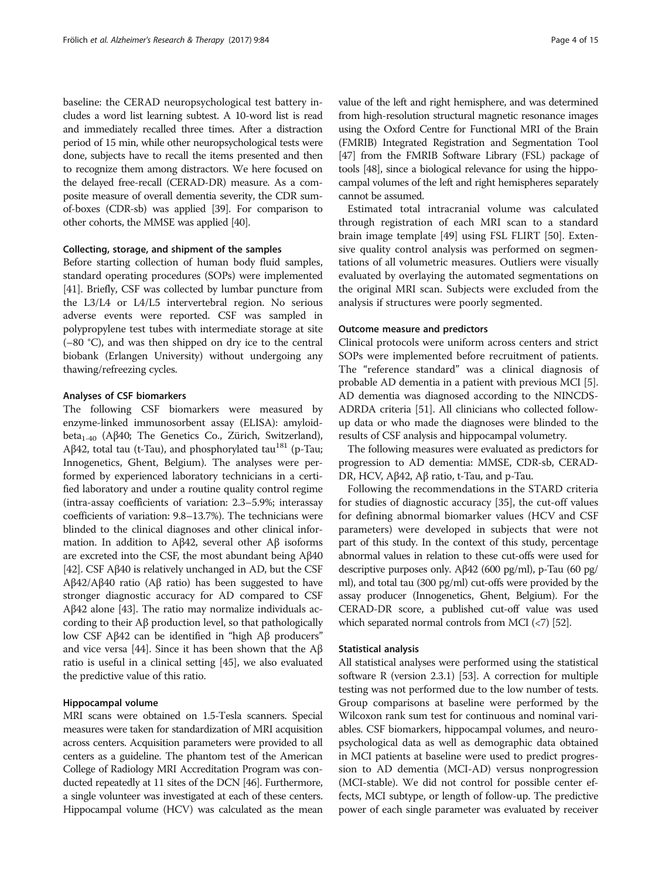baseline: the CERAD neuropsychological test battery includes a word list learning subtest. A 10-word list is read and immediately recalled three times. After a distraction period of 15 min, while other neuropsychological tests were done, subjects have to recall the items presented and then to recognize them among distractors. We here focused on the delayed free-recall (CERAD-DR) measure. As a composite measure of overall dementia severity, the CDR sum-of-boxes (CDR-sb) was applied [39]. For comparison to other cohorts, the MMSE was applied [40].

#### Collecting, storage, and shipment of the samples

Before starting collection of human body fluid samples, standard operating procedures (SOPs) were implemented [41]. Briefly, CSF was collected by lumbar puncture from the L3/L4 or L4/L5 intervertebral region. No serious adverse events were reported. CSF was sampled in polypropylene test tubes with intermediate storage at site (−80 °C), and was then shipped on dry ice to the central biobank (Erlangen University) without undergoing any thawing/refreezing cycles.

#### Analyses of CSF biomarkers

The following CSF biomarkers were measured by enzyme-linked immunosorbent assay (ELISA): amyloid-beta$_{1-40}$ (Aβ40; The Genetics Co., Zürich, Switzerland), Aβ42, total tau (t-Tau), and phosphorylated tau$^{181}$ (p-Tau; Innogenetics, Ghent, Belgium). The analyses were performed by experienced laboratory technicians in a certified laboratory and under a routine quality control regime (intra-assay coefficients of variation: 2.3–5.9%; interassay coefficients of variation: 9.8–13.7%). The technicians were blinded to the clinical diagnoses and other clinical information. In addition to Aβ42, several other Aβ isoforms are excreted into the CSF, the most abundant being Aβ40 [42]. CSF Aβ40 is relatively unchanged in AD, but the CSF Aβ42/Aβ40 ratio (Aβ ratio) has been suggested to have stronger diagnostic accuracy for AD compared to CSF Aβ42 alone [43]. The ratio may normalize individuals according to their Aβ production level, so that pathologically low CSF Aβ42 can be identified in "high Aβ producers" and vice versa [44]. Since it has been shown that the Aβ ratio is useful in a clinical setting [45], we also evaluated the predictive value of this ratio.

#### Hippocampal volume

MRI scans were obtained on 1.5-Tesla scanners. Special measures were taken for standardization of MRI acquisition across centers. Acquisition parameters were provided to all centers as a guideline. The phantom test of the American College of Radiology MRI Accreditation Program was conducted repeatedly at 11 sites of the DCN [46]. Furthermore, a single volunteer was investigated at each of these centers. Hippocampal volume (HCV) was calculated as the mean value of the left and right hemisphere, and was determined from high-resolution structural magnetic resonance images using the Oxford Centre for Functional MRI of the Brain (FMRIB) Integrated Registration and Segmentation Tool [47] from the FMRIB Software Library (FSL) package of tools [48], since a biological relevance for using the hippocampal volumes of the left and right hemispheres separately cannot be assumed.

Estimated total intracranial volume was calculated through registration of each MRI scan to a standard brain image template [49] using FSL FLIRT [50]. Extensive quality control analysis was performed on segmentations of all volumetric measures. Outliers were visually evaluated by overlaying the automated segmentations on the original MRI scan. Subjects were excluded from the analysis if structures were poorly segmented.

#### Outcome measure and predictors

Clinical protocols were uniform across centers and strict SOPs were implemented before recruitment of patients. The "reference standard" was a clinical diagnosis of probable AD dementia in a patient with previous MCI [5]. AD dementia was diagnosed according to the NINCDS-ADRDA criteria [51]. All clinicians who collected follow-up data or who made the diagnoses were blinded to the results of CSF analysis and hippocampal volumetry.

The following measures were evaluated as predictors for progression to AD dementia: MMSE, CDR-sb, CERAD-DR, HCV, Aβ42, Aβ ratio, t-Tau, and p-Tau.

Following the recommendations in the STARD criteria for studies of diagnostic accuracy [35], the cut-off values for defining abnormal biomarker values (HCV and CSF parameters) were developed in subjects that were not part of this study. In the context of this study, percentage abnormal values in relation to these cut-offs were used for descriptive purposes only. Aβ42 (600 pg/ml), p-Tau (60 pg/ml), and total tau (300 pg/ml) cut-offs were provided by the assay producer (Innogenetics, Ghent, Belgium). For the CERAD-DR score, a published cut-off value was used which separated normal controls from MCI (<7) [52].

#### Statistical analysis

All statistical analyses were performed using the statistical software R (version 2.3.1) [53]. A correction for multiple testing was not performed due to the low number of tests. Group comparisons at baseline were performed by the Wilcoxon rank sum test for continuous and nominal variables. CSF biomarkers, hippocampal volumes, and neuropsychological data as well as demographic data obtained in MCI patients at baseline were used to predict progression to AD dementia (MCI-AD) versus nonprogression (MCI-stable). We did not control for possible center effects, MCI subtype, or length of follow-up. The predictive power of each single parameter was evaluated by receiver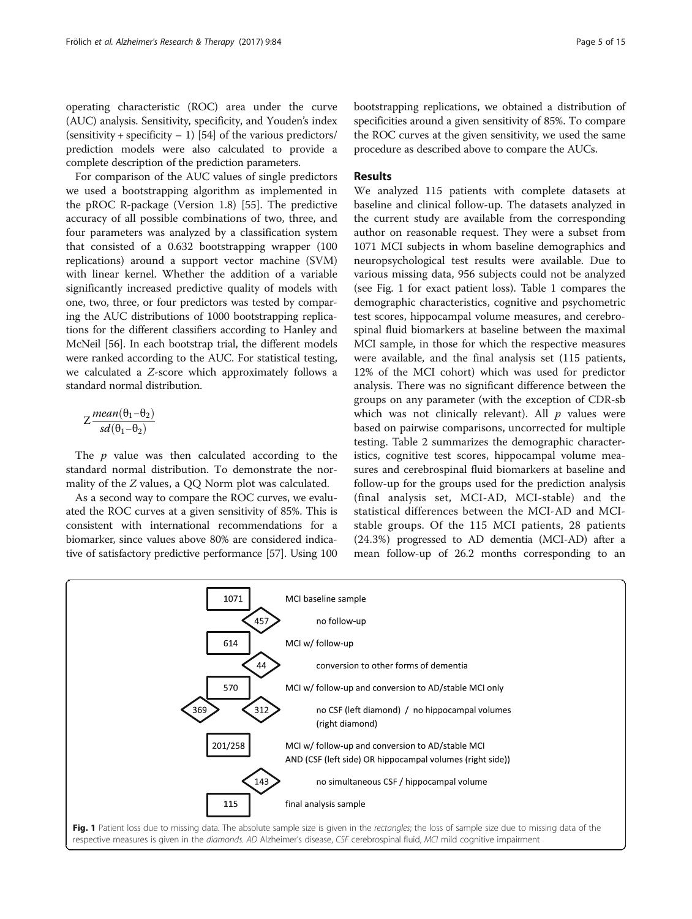operating characteristic (ROC) area under the curve (AUC) analysis. Sensitivity, specificity, and Youden's index (sensitivity + specificity − 1) [54] of the various predictors/prediction models were also calculated to provide a complete description of the prediction parameters.

For comparison of the AUC values of single predictors we used a bootstrapping algorithm as implemented in the pROC R-package (Version 1.8) [55]. The predictive accuracy of all possible combinations of two, three, and four parameters was analyzed by a classification system that consisted of a 0.632 bootstrapping wrapper (100 replications) around a support vector machine (SVM) with linear kernel. Whether the addition of a variable significantly increased predictive quality of models with one, two, three, or four predictors was tested by comparing the AUC distributions of 1000 bootstrapping replications for the different classifiers according to Hanley and McNeil [56]. In each bootstrap trial, the different models were ranked according to the AUC. For statistical testing, we calculated a *Z*-score which approximately follows a standard normal distribution.

$$Z\frac{mean(\theta_1-\theta_2)}{sd(\theta_1-\theta_2)}$$

The $p$ value was then calculated according to the standard normal distribution. To demonstrate the normality of the $Z$ values, a QQ Norm plot was calculated.

As a second way to compare the ROC curves, we evaluated the ROC curves at a given sensitivity of 85%. This is consistent with international recommendations for a biomarker, since values above 80% are considered indicative of satisfactory predictive performance [57]. Using 100 bootstrapping replications, we obtained a distribution of specificities around a given sensitivity of 85%. To compare the ROC curves at the given sensitivity, we used the same procedure as described above to compare the AUCs.

## Results

We analyzed 115 patients with complete datasets at baseline and clinical follow-up. The datasets analyzed in the current study are available from the corresponding author on reasonable request. They were a subset from 1071 MCI subjects in whom baseline demographics and neuropsychological test results were available. Due to various missing data, 956 subjects could not be analyzed (see Fig. 1 for exact patient loss). Table 1 compares the demographic characteristics, cognitive and psychometric test scores, hippocampal volume measures, and cerebrospinal fluid biomarkers at baseline between the maximal MCI sample, in those for which the respective measures were available, and the final analysis set (115 patients, 12% of the MCI cohort) which was used for predictor analysis. There was no significant difference between the groups on any parameter (with the exception of CDR-sb which was not clinically relevant). All $p$ values were based on pairwise comparisons, uncorrected for multiple testing. Table 2 summarizes the demographic characteristics, cognitive test scores, hippocampal volume measures and cerebrospinal fluid biomarkers at baseline and follow-up for the groups used for the prediction analysis (final analysis set, MCI-AD, MCI-stable) and the statistical differences between the MCI-AD and MCI-stable groups. Of the 115 MCI patients, 28 patients (24.3%) progressed to AD dementia (MCI-AD) after a mean follow-up of 26.2 months corresponding to an

**Fig. 1** Patient loss due to missing data. The absolute sample size is given in the *rectangles*; the loss of sample size due to missing data of the respective measures is given in the *diamonds*. *AD* Alzheimer's disease, *CSF* cerebrospinal fluid, *MCI* mild cognitive impairment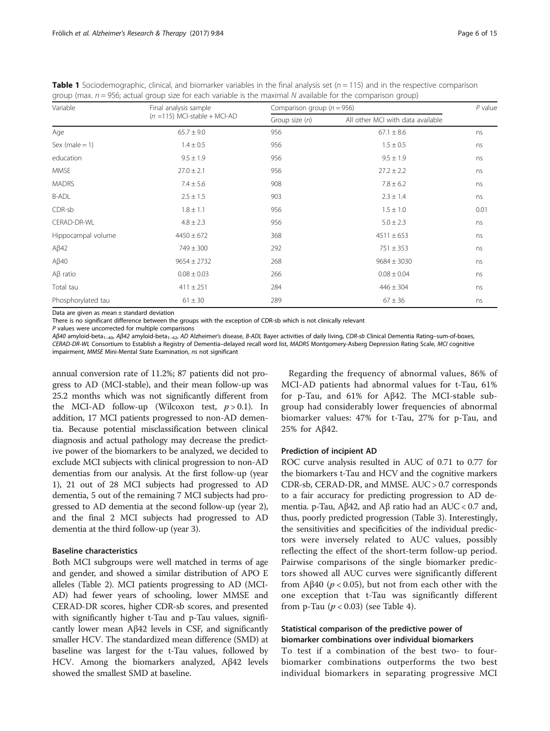**Table 1** Sociodemographic, clinical, and biomarker variables in the final analysis set ($n = 115$) and in the respective comparison group (max. $n = 956$; actual group size for each variable is the maximal $N$ available for the comparison group)

| Variable | Final analysis sample ($n$ =115) MCI-stable + MCI-AD | Comparison group ($n = 956$) | | P value |
|---|---|---|---|---|
| | | Group size ($n$) | All other MCI with data available | |
| Age | 65.7 ± 9.0 | 956 | 67.1 ± 8.6 | ns |
| Sex (male = 1) | 1.4 ± 0.5 | 956 | 1.5 ± 0.5 | ns |
| education | 9.5 ± 1.9 | 956 | 9.5 ± 1.9 | ns |
| MMSE | 27.0 ± 2.1 | 956 | 27.2 ± 2.2 | ns |
| MADRS | 7.4 ± 5.6 | 908 | 7.8 ± 6.2 | ns |
| B-ADL | 2.5 ± 1.5 | 903 | 2.3 ± 1.4 | ns |
| CDR-sb | 1.8 ± 1.1 | 956 | 1.5 ± 1.0 | 0.01 |
| CERAD-DR-WL | 4.8 ± 2.3 | 956 | 5.0 ± 2.3 | ns |
| Hippocampal volume | 4450 ± 672 | 368 | 4511 ± 653 | ns |
| Aβ42 | 749 ± 300 | 292 | 751 ± 353 | ns |
| Aβ40 | 9654 ± 2732 | 268 | 9684 ± 3030 | ns |
| Aβ ratio | 0.08 ± 0.03 | 266 | 0.08 ± 0.04 | ns |
| Total tau | 411 ± 251 | 284 | 446 ± 304 | ns |
| Phosphorylated tau | 61 ± 30 | 289 | 67 ± 36 | ns |

Data are given as mean ± standard deviation

There is no significant difference between the groups with the exception of CDR-sb which is not clinically relevant

*P* values were uncorrected for multiple comparisons

*Aβ40* amyloid-beta$_{1-40}$, *Aβ42* amyloid-beta$_{1-42}$, *AD* Alzheimer's disease, *B-ADL* Bayer activities of daily living, *CDR-sb* Clinical Dementia Rating–sum-of-boxes, *CERAD-DR-WL* Consortium to Establish a Registry of Dementia–delayed recall word list, *MADRS* Montgomery-Asberg Depression Rating Scale, *MCI* cognitive impairment, *MMSE* Mini-Mental State Examination, *ns* not significant

annual conversion rate of 11.2%; 87 patients did not progress to AD (MCI-stable), and their mean follow-up was 25.2 months which was not significantly different from the MCI-AD follow-up (Wilcoxon test, $p > 0.1$). In addition, 17 MCI patients progressed to non-AD dementia. Because potential misclassification between clinical diagnosis and actual pathology may decrease the predictive power of the biomarkers to be analyzed, we decided to exclude MCI subjects with clinical progression to non-AD dementias from our analysis. At the first follow-up (year 1), 21 out of 28 MCI subjects had progressed to AD dementia, 5 out of the remaining 7 MCI subjects had progressed to AD dementia at the second follow-up (year 2), and the final 2 MCI subjects had progressed to AD dementia at the third follow-up (year 3).

### Baseline characteristics

Both MCI subgroups were well matched in terms of age and gender, and showed a similar distribution of APO E alleles (Table 2). MCI patients progressing to AD (MCI-AD) had fewer years of schooling, lower MMSE and CERAD-DR scores, higher CDR-sb scores, and presented with significantly higher t-Tau and p-Tau values, significantly lower mean Aβ42 levels in CSF, and significantly smaller HCV. The standardized mean difference (SMD) at baseline was largest for the t-Tau values, followed by HCV. Among the biomarkers analyzed, Aβ42 levels showed the smallest SMD at baseline.

Regarding the frequency of abnormal values, 86% of MCI-AD patients had abnormal values for t-Tau, 61% for p-Tau, and 61% for Aβ42. The MCI-stable subgroup had considerably lower frequencies of abnormal biomarker values: 47% for t-Tau, 27% for p-Tau, and 25% for Aβ42.

### Prediction of incipient AD

ROC curve analysis resulted in AUC of 0.71 to 0.77 for the biomarkers t-Tau and HCV and the cognitive markers CDR-sb, CERAD-DR, and MMSE. AUC > 0.7 corresponds to a fair accuracy for predicting progression to AD dementia. p-Tau, Aβ42, and Aβ ratio had an AUC < 0.7 and, thus, poorly predicted progression (Table 3). Interestingly, the sensitivities and specificities of the individual predictors were inversely related to AUC values, possibly reflecting the effect of the short-term follow-up period. Pairwise comparisons of the single biomarker predictors showed all AUC curves were significantly different from Aβ40 ($p < 0.05$), but not from each other with the one exception that t-Tau was significantly different from p-Tau ($p < 0.03$) (see Table 4).

### Statistical comparison of the predictive power of biomarker combinations over individual biomarkers

To test if a combination of the best two- to four-biomarker combinations outperforms the two best individual biomarkers in separating progressive MCI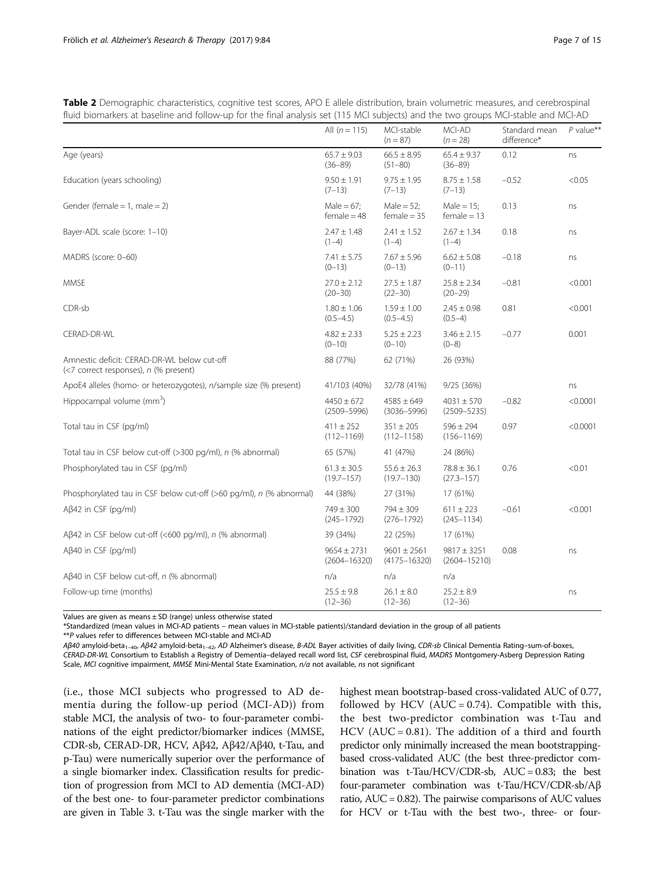**Table 2** Demographic characteristics, cognitive test scores, APO E allele distribution, brain volumetric measures, and cerebrospinal fluid biomarkers at baseline and follow-up for the final analysis set (115 MCI subjects) and the two groups MCI-stable and MCI-AD

| | All (n = 115) | MCI-stable (n = 87) | MCI-AD (n = 28) | Standard mean difference* | P value** |
|---|---|---|---|---|---|
| Age (years) | 65.7 ± 9.03 (36–89) | 66.5 ± 8.95 (51–80) | 65.4 ± 9.37 (36–89) | 0.12 | ns |
| Education (years schooling) | 9.50 ± 1.91 (7–13) | 9.75 ± 1.95 (7–13) | 8.75 ± 1.58 (7–13) | −0.52 | <0.05 |
| Gender (female = 1, male = 2) | Male = 67; female = 48 | Male = 52; female = 35 | Male = 15; female = 13 | 0.13 | ns |
| Bayer-ADL scale (score: 1–10) | 2.47 ± 1.48 (1–4) | 2.41 ± 1.52 (1–4) | 2.67 ± 1.34 (1–4) | 0.18 | ns |
| MADRS (score: 0–60) | 7.41 ± 5.75 (0–13) | 7.67 ± 5.96 (0–13) | 6.62 ± 5.08 (0–11) | −0.18 | ns |
| MMSE | 27.0 ± 2.12 (20–30) | 27.5 ± 1.87 (22–30) | 25.8 ± 2.34 (20–29) | −0.81 | <0.001 |
| CDR-sb | 1.80 ± 1.06 (0.5–4.5) | 1.59 ± 1.00 (0.5–4.5) | 2.45 ± 0.98 (0.5–4) | 0.81 | <0.001 |
| CERAD-DR-WL | 4.82 ± 2.33 (0–10) | 5.25 ± 2.23 (0–10) | 3.46 ± 2.15 (0–8) | −0.77 | 0.001 |
| Amnestic deficit: CERAD-DR-WL below cut-off (<7 correct responses), n (% present) | 88 (77%) | 62 (71%) | 26 (93%) | | |
| ApoE4 alleles (homo- or heterozygotes), n/sample size (% present) | 41/103 (40%) | 32/78 (41%) | 9/25 (36%) | | ns |
| Hippocampal volume ($mm^3$) | 4450 ± 672 (2509–5996) | 4585 ± 649 (3036–5996) | 4031 ± 570 (2509–5235) | −0.82 | <0.0001 |
| Total tau in CSF (pg/ml) | 411 ± 252 (112–1169) | 351 ± 205 (112–1158) | 596 ± 294 (156–1169) | 0.97 | <0.0001 |
| Total tau in CSF below cut-off (>300 pg/ml), n (% abnormal) | 65 (57%) | 41 (47%) | 24 (86%) | | |
| Phosphorylated tau in CSF (pg/ml) | 61.3 ± 30.5 (19.7–157) | 55.6 ± 26.3 (19.7–130) | 78.8 ± 36.1 (27.3–157) | 0.76 | <0.01 |
| Phosphorylated tau in CSF below cut-off (>60 pg/ml), n (% abnormal) | 44 (38%) | 27 (31%) | 17 (61%) | | |
| Aβ42 in CSF (pg/ml) | 749 ± 300 (245–1792) | 794 ± 309 (276–1792) | 611 ± 223 (245–1134) | −0.61 | <0.001 |
| Aβ42 in CSF below cut-off (<600 pg/ml), n (% abnormal) | 39 (34%) | 22 (25%) | 17 (61%) | | |
| Aβ40 in CSF (pg/ml) | 9654 ± 2731 (2604–16320) | 9601 ± 2561 (4175–16320) | 9817 ± 3251 (2604–15210) | 0.08 | ns |
| Aβ40 in CSF below cut-off, n (% abnormal) | n/a | n/a | n/a | | |
| Follow-up time (months) | 25.5 ± 9.8 (12–36) | 26.1 ± 8.0 (12–36) | 25.2 ± 8.9 (12–36) | | ns |

Values are given as means ± SD (range) unless otherwise stated

*Standardized (mean values in MCI-AD patients − mean values in MCI-stable patients)/standard deviation in the group of all patients

**P values refer to differences between MCI-stable and MCI-AD

*Aβ40* amyloid-beta$_{1–40}$, *Aβ42* amyloid-beta$_{1–42}$, *AD* Alzheimer's disease, *B-ADL* Bayer activities of daily living, *CDR-sb* Clinical Dementia Rating–sum-of-boxes, *CERAD-DR-WL* Consortium to Establish a Registry of Dementia–delayed recall word list, *CSF* cerebrospinal fluid, *MADRS* Montgomery-Asberg Depression Rating Scale, *MCI* cognitive impairment, *MMSE* Mini-Mental State Examination, *n/a* not available, *ns* not significant

(i.e., those MCI subjects who progressed to AD dementia during the follow-up period (MCI-AD)) from stable MCI, the analysis of two- to four-parameter combinations of the eight predictor/biomarker indices (MMSE, CDR-sb, CERAD-DR, HCV, Aβ42, Aβ42/Aβ40, t-Tau, and p-Tau) were numerically superior over the performance of a single biomarker index. Classification results for prediction of progression from MCI to AD dementia (MCI-AD) of the best one- to four-parameter predictor combinations are given in Table 3. t-Tau was the single marker with the highest mean bootstrap-based cross-validated AUC of 0.77, followed by HCV (AUC = 0.74). Compatible with this, the best two-predictor combination was t-Tau and HCV (AUC = 0.81). The addition of a third and fourth predictor only minimally increased the mean bootstrapping-based cross-validated AUC (the best three-predictor combination was t-Tau/HCV/CDR-sb, AUC = 0.83; the best four-parameter combination was t-Tau/HCV/CDR-sb/Aβ ratio, AUC = 0.82). The pairwise comparisons of AUC values for HCV or t-Tau with the best two-, three- or four-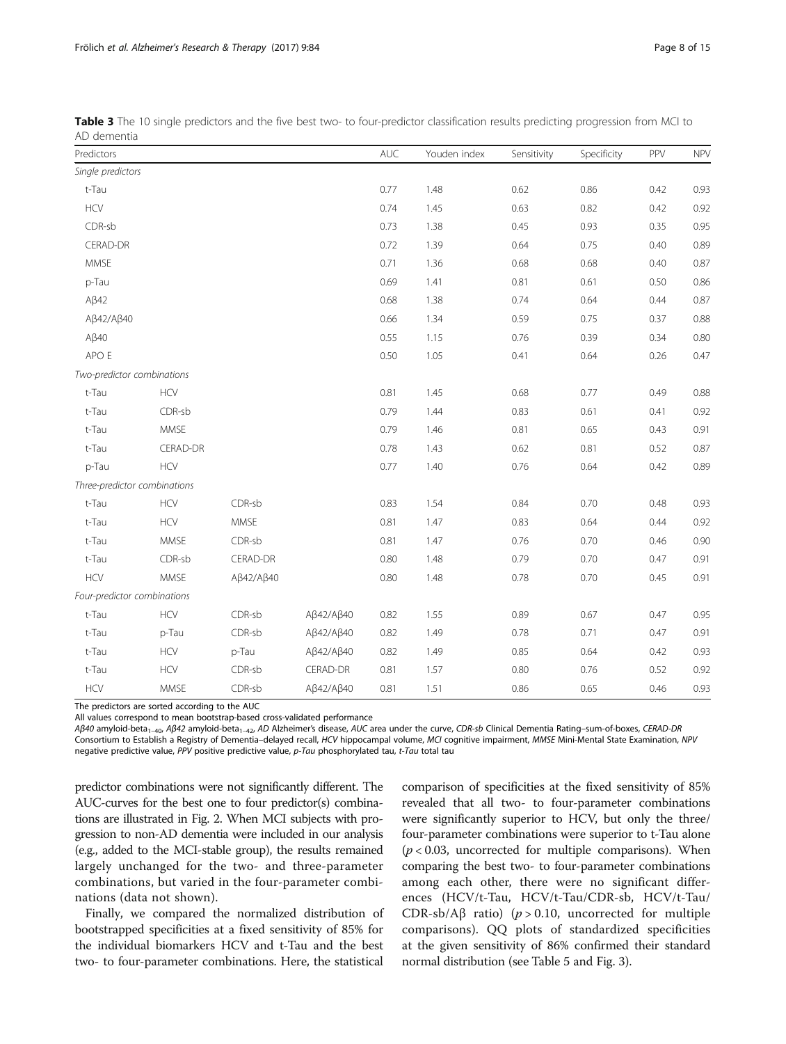**Table 3** The 10 single predictors and the five best two- to four-predictor classification results predicting progression from MCI to AD dementia

| Predictors | | | | AUC | Youden index | Sensitivity | Specificity | PPV | NPV |
|---|---|---|---|---|---|---|---|---|---|
| *Single predictors* | | | | | | | | | |
| t-Tau | | | | 0.77 | 1.48 | 0.62 | 0.86 | 0.42 | 0.93 |
| HCV | | | | 0.74 | 1.45 | 0.63 | 0.82 | 0.42 | 0.92 |
| CDR-sb | | | | 0.73 | 1.38 | 0.45 | 0.93 | 0.35 | 0.95 |
| CERAD-DR | | | | 0.72 | 1.39 | 0.64 | 0.75 | 0.40 | 0.89 |
| MMSE | | | | 0.71 | 1.36 | 0.68 | 0.68 | 0.40 | 0.87 |
| p-Tau | | | | 0.69 | 1.41 | 0.81 | 0.61 | 0.50 | 0.86 |
| Aβ42 | | | | 0.68 | 1.38 | 0.74 | 0.64 | 0.44 | 0.87 |
| Aβ42/Aβ40 | | | | 0.66 | 1.34 | 0.59 | 0.75 | 0.37 | 0.88 |
| Aβ40 | | | | 0.55 | 1.15 | 0.76 | 0.39 | 0.34 | 0.80 |
| APO E | | | | 0.50 | 1.05 | 0.41 | 0.64 | 0.26 | 0.47 |
| *Two-predictor combinations* | | | | | | | | | |
| t-Tau | HCV | | | 0.81 | 1.45 | 0.68 | 0.77 | 0.49 | 0.88 |
| t-Tau | CDR-sb | | | 0.79 | 1.44 | 0.83 | 0.61 | 0.41 | 0.92 |
| t-Tau | MMSE | | | 0.79 | 1.46 | 0.81 | 0.65 | 0.43 | 0.91 |
| t-Tau | CERAD-DR | | | 0.78 | 1.43 | 0.62 | 0.81 | 0.52 | 0.87 |
| p-Tau | HCV | | | 0.77 | 1.40 | 0.76 | 0.64 | 0.42 | 0.89 |
| *Three-predictor combinations* | | | | | | | | | |
| t-Tau | HCV | CDR-sb | | 0.83 | 1.54 | 0.84 | 0.70 | 0.48 | 0.93 |
| t-Tau | HCV | MMSE | | 0.81 | 1.47 | 0.83 | 0.64 | 0.44 | 0.92 |
| t-Tau | MMSE | CDR-sb | | 0.81 | 1.47 | 0.76 | 0.70 | 0.46 | 0.90 |
| t-Tau | CDR-sb | CERAD-DR | | 0.80 | 1.48 | 0.79 | 0.70 | 0.47 | 0.91 |
| HCV | MMSE | Aβ42/Aβ40 | | 0.80 | 1.48 | 0.78 | 0.70 | 0.45 | 0.91 |
| *Four-predictor combinations* | | | | | | | | | |
| t-Tau | HCV | CDR-sb | Aβ42/Aβ40 | 0.82 | 1.55 | 0.89 | 0.67 | 0.47 | 0.95 |
| t-Tau | p-Tau | CDR-sb | Aβ42/Aβ40 | 0.82 | 1.49 | 0.78 | 0.71 | 0.47 | 0.91 |
| t-Tau | HCV | p-Tau | Aβ42/Aβ40 | 0.82 | 1.49 | 0.85 | 0.64 | 0.42 | 0.93 |
| t-Tau | HCV | CDR-sb | CERAD-DR | 0.81 | 1.57 | 0.80 | 0.76 | 0.52 | 0.92 |
| HCV | MMSE | CDR-sb | Aβ42/Aβ40 | 0.81 | 1.51 | 0.86 | 0.65 | 0.46 | 0.93 |

The predictors are sorted according to the AUC

All values correspond to mean bootstrap-based cross-validated performance

*Aβ40* amyloid-beta$_{1-40}$, *Aβ42* amyloid-beta$_{1-42}$, *AD* Alzheimer's disease, *AUC* area under the curve, *CDR-sb* Clinical Dementia Rating–sum-of-boxes, *CERAD-DR* Consortium to Establish a Registry of Dementia–delayed recall, *HCV* hippocampal volume, *MCI* cognitive impairment, *MMSE* Mini-Mental State Examination, *NPV* negative predictive value, *PPV* positive predictive value, *p-Tau* phosphorylated tau, *t-Tau* total tau

predictor combinations were not significantly different. The AUC-curves for the best one to four predictor(s) combinations are illustrated in Fig. 2. When MCI subjects with progression to non-AD dementia were included in our analysis (e.g., added to the MCI-stable group), the results remained largely unchanged for the two- and three-parameter combinations, but varied in the four-parameter combinations (data not shown).

Finally, we compared the normalized distribution of bootstrapped specificities at a fixed sensitivity of 85% for the individual biomarkers HCV and t-Tau and the best two- to four-parameter combinations. Here, the statistical comparison of specificities at the fixed sensitivity of 85% revealed that all two- to four-parameter combinations were significantly superior to HCV, but only the three/four-parameter combinations were superior to t-Tau alone ($p < 0.03$, uncorrected for multiple comparisons). When comparing the best two- to four-parameter combinations among each other, there were no significant differences (HCV/t-Tau, HCV/t-Tau/CDR-sb, HCV/t-Tau/CDR-sb/Aβ ratio) ($p > 0.10$, uncorrected for multiple comparisons). QQ plots of standardized specificities at the given sensitivity of 86% confirmed their standard normal distribution (see Table 5 and Fig. 3).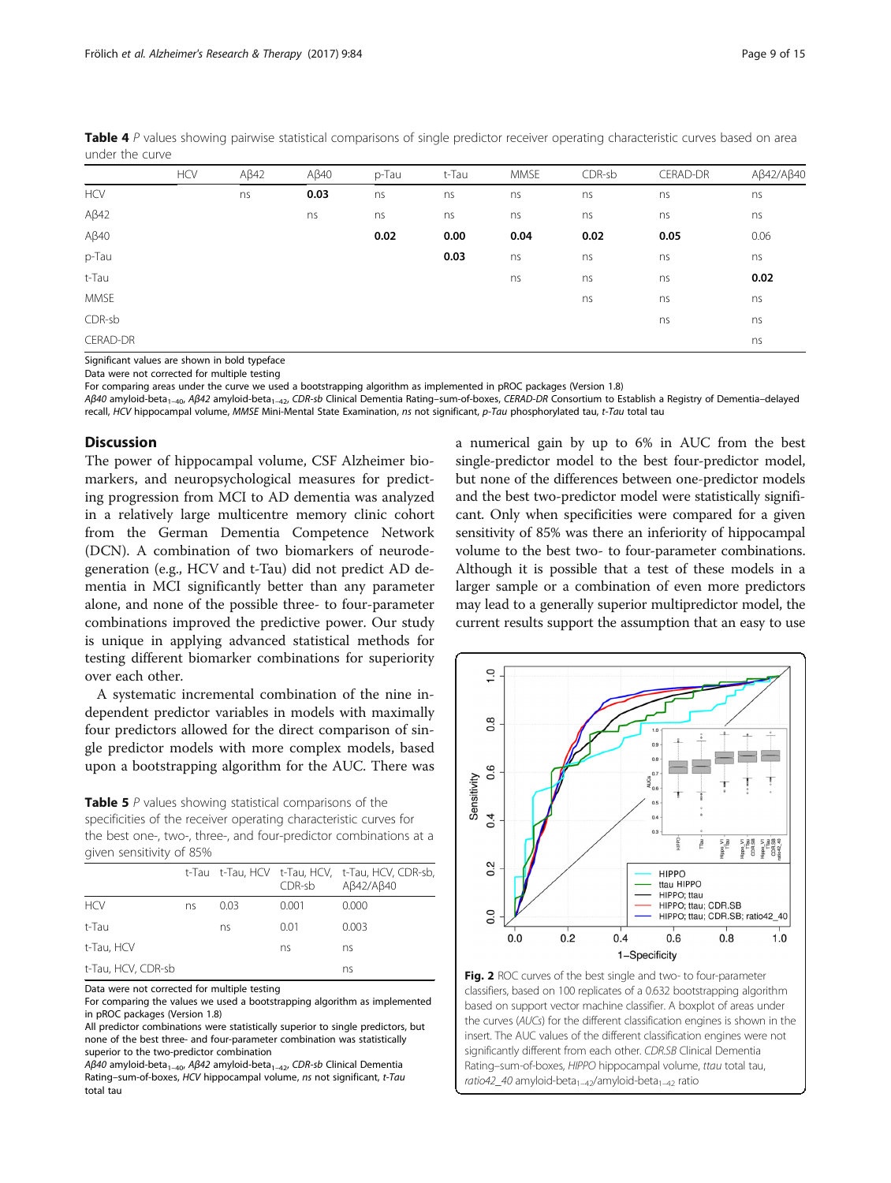**Table 4** P values showing pairwise statistical comparisons of single predictor receiver operating characteristic curves based on area under the curve

| | HCV | Aβ42 | Aβ40 | p-Tau | t-Tau | MMSE | CDR-sb | CERAD-DR | Aβ42/Aβ40 |
|---|---|---|---|---|---|---|---|---|---|
| HCV | | ns | **0.03** | ns | ns | ns | ns | ns | ns |
| Aβ42 | | | ns | ns | ns | ns | ns | ns | ns |
| Aβ40 | | | | **0.02** | **0.00** | **0.04** | **0.02** | **0.05** | 0.06 |
| p-Tau | | | | | **0.03** | ns | ns | ns | ns |
| t-Tau | | | | | | ns | ns | ns | **0.02** |
| MMSE | | | | | | | ns | ns | ns |
| CDR-sb | | | | | | | | ns | ns |
| CERAD-DR | | | | | | | | | ns |

Significant values are shown in bold typeface
Data were not corrected for multiple testing
For comparing areas under the curve we used a bootstrapping algorithm as implemented in pROC packages (Version 1.8)
*Aβ40* amyloid-beta$_{1-40}$, *Aβ42* amyloid-beta$_{1-42}$, *CDR-sb* Clinical Dementia Rating–sum-of-boxes, *CERAD-DR* Consortium to Establish a Registry of Dementia–delayed recall, *HCV* hippocampal volume, *MMSE* Mini-Mental State Examination, *ns* not significant, *p-Tau* phosphorylated tau, *t-Tau* total tau

## Discussion

The power of hippocampal volume, CSF Alzheimer biomarkers, and neuropsychological measures for predicting progression from MCI to AD dementia was analyzed in a relatively large multicentre memory clinic cohort from the German Dementia Competence Network (DCN). A combination of two biomarkers of neurodegeneration (e.g., HCV and t-Tau) did not predict AD dementia in MCI significantly better than any parameter alone, and none of the possible three- to four-parameter combinations improved the predictive power. Our study is unique in applying advanced statistical methods for testing different biomarker combinations for superiority over each other.

A systematic incremental combination of the nine independent predictor variables in models with maximally four predictors allowed for the direct comparison of single predictor models with more complex models, based upon a bootstrapping algorithm for the AUC. There was a numerical gain by up to 6% in AUC from the best single-predictor model to the best four-predictor model, but none of the differences between one-predictor models and the best two-predictor model were statistically significant. Only when specificities were compared for a given sensitivity of 85% was there an inferiority of hippocampal volume to the best two- to four-parameter combinations. Although it is possible that a test of these models in a larger sample or a combination of even more predictors may lead to a generally superior multipredictor model, the current results support the assumption that an easy to use

**Table 5** P values showing statistical comparisons of the specificities of the receiver operating characteristic curves for the best one-, two-, three-, and four-predictor combinations at a given sensitivity of 85%

| | t-Tau | t-Tau, HCV | t-Tau, HCV, CDR-sb | t-Tau, HCV, CDR-sb, Aβ42/Aβ40 |
|---|---|---|---|---|
| HCV | ns | 0.03 | 0.001 | 0.000 |
| t-Tau | | ns | 0.01 | 0.003 |
| t-Tau, HCV | | | ns | ns |
| t-Tau, HCV, CDR-sb | | | | ns |

Data were not corrected for multiple testing
For comparing the values we used a bootstrapping algorithm as implemented in pROC packages (Version 1.8)
All predictor combinations were statistically superior to single predictors, but none of the best three- and four-parameter combination was statistically superior to the two-predictor combination
*Aβ40* amyloid-beta$_{1-40}$, *Aβ42* amyloid-beta$_{1-42}$, *CDR-sb* Clinical Dementia Rating–sum-of-boxes, *HCV* hippocampal volume, *ns* not significant, *t-Tau* total tau

**Fig. 2** ROC curves of the best single and two- to four-parameter classifiers, based on 100 replicates of a 0.632 bootstrapping algorithm based on support vector machine classifier. A boxplot of areas under the curves (*AUCs*) for the different classification engines is shown in the insert. The AUC values of the different classification engines were not significantly different from each other. *CDR.SB* Clinical Dementia Rating–sum-of-boxes, *HIPPO* hippocampal volume, *ttau* total tau, *ratio42_40* amyloid-beta$_{1-42}$/amyloid-beta$_{1-42}$ ratio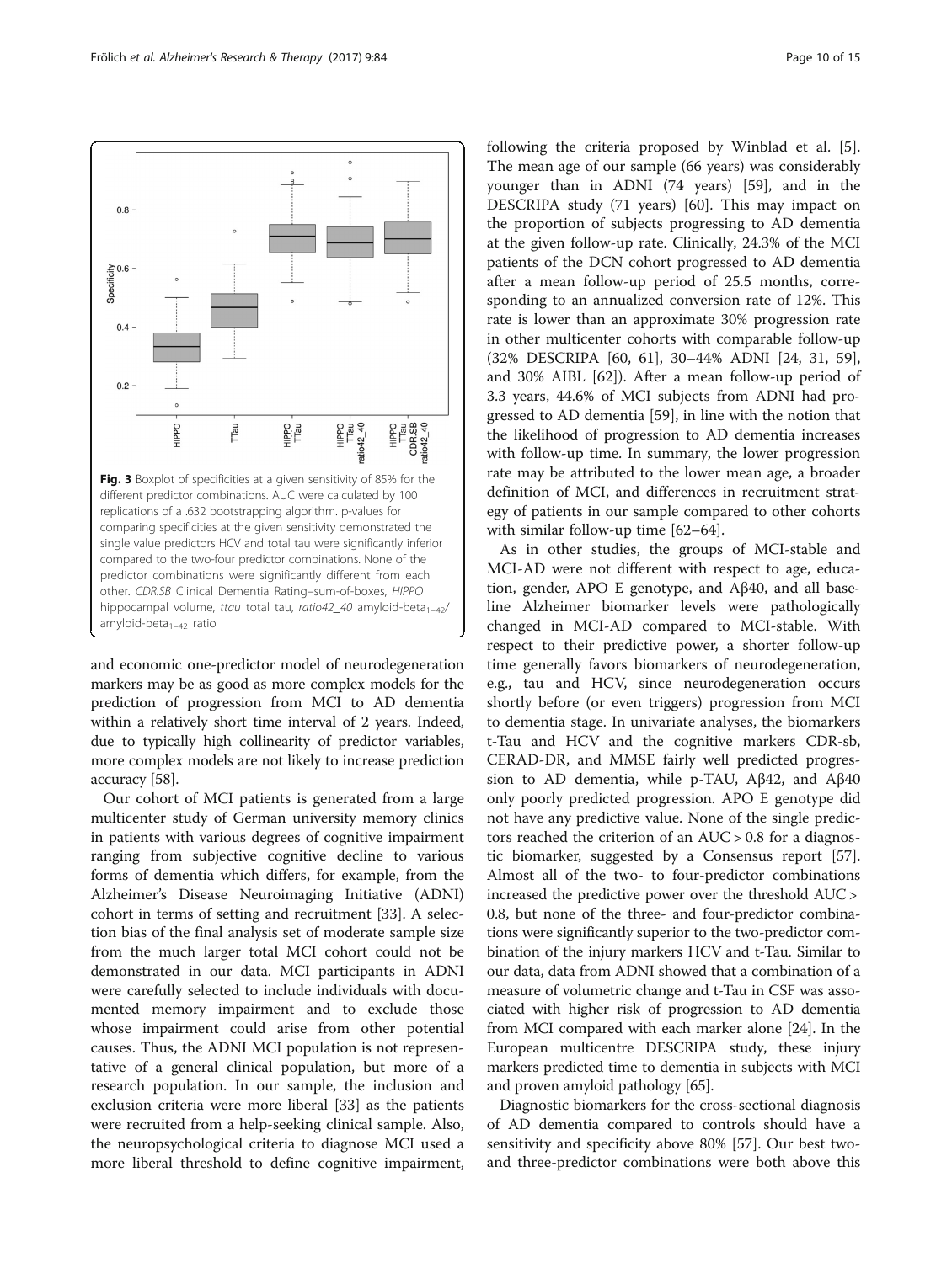Fig. 3 Boxplot of specificities at a given sensitivity of 85% for the different predictor combinations. AUC were calculated by 100 replications of a .632 bootstrapping algorithm. p-values for comparing specificities at the given sensitivity demonstrated the single value predictors HCV and total tau were significantly inferior compared to the two-four predictor combinations. None of the predictor combinations were significantly different from each other. *CDR.SB* Clinical Dementia Rating–sum-of-boxes, *HIPPO* hippocampal volume, *ttau* total tau, *ratio42_40* amyloid-beta$_{1-42}$/amyloid-beta$_{1-42}$ ratio

and economic one-predictor model of neurodegeneration markers may be as good as more complex models for the prediction of progression from MCI to AD dementia within a relatively short time interval of 2 years. Indeed, due to typically high collinearity of predictor variables, more complex models are not likely to increase prediction accuracy [58].

Our cohort of MCI patients is generated from a large multicenter study of German university memory clinics in patients with various degrees of cognitive impairment ranging from subjective cognitive decline to various forms of dementia which differs, for example, from the Alzheimer's Disease Neuroimaging Initiative (ADNI) cohort in terms of setting and recruitment [33]. A selection bias of the final analysis set of moderate sample size from the much larger total MCI cohort could not be demonstrated in our data. MCI participants in ADNI were carefully selected to include individuals with documented memory impairment and to exclude those whose impairment could arise from other potential causes. Thus, the ADNI MCI population is not representative of a general clinical population, but more of a research population. In our sample, the inclusion and exclusion criteria were more liberal [33] as the patients were recruited from a help-seeking clinical sample. Also, the neuropsychological criteria to diagnose MCI used a more liberal threshold to define cognitive impairment, following the criteria proposed by Winblad et al. [5]. The mean age of our sample (66 years) was considerably younger than in ADNI (74 years) [59], and in the DESCRIPA study (71 years) [60]. This may impact on the proportion of subjects progressing to AD dementia at the given follow-up rate. Clinically, 24.3% of the MCI patients of the DCN cohort progressed to AD dementia after a mean follow-up period of 25.5 months, corresponding to an annualized conversion rate of 12%. This rate is lower than an approximate 30% progression rate in other multicenter cohorts with comparable follow-up (32% DESCRIPA [60, 61], 30–44% ADNI [24, 31, 59], and 30% AIBL [62]). After a mean follow-up period of 3.3 years, 44.6% of MCI subjects from ADNI had progressed to AD dementia [59], in line with the notion that the likelihood of progression to AD dementia increases with follow-up time. In summary, the lower progression rate may be attributed to the lower mean age, a broader definition of MCI, and differences in recruitment strategy of patients in our sample compared to other cohorts with similar follow-up time [62–64].

As in other studies, the groups of MCI-stable and MCI-AD were not different with respect to age, education, gender, APO E genotype, and Aβ40, and all baseline Alzheimer biomarker levels were pathologically changed in MCI-AD compared to MCI-stable. With respect to their predictive power, a shorter follow-up time generally favors biomarkers of neurodegeneration, e.g., tau and HCV, since neurodegeneration occurs shortly before (or even triggers) progression from MCI to dementia stage. In univariate analyses, the biomarkers t-Tau and HCV and the cognitive markers CDR-sb, CERAD-DR, and MMSE fairly well predicted progression to AD dementia, while p-TAU, Aβ42, and Aβ40 only poorly predicted progression. APO E genotype did not have any predictive value. None of the single predictors reached the criterion of an AUC > 0.8 for a diagnostic biomarker, suggested by a Consensus report [57]. Almost all of the two- to four-predictor combinations increased the predictive power over the threshold AUC > 0.8, but none of the three- and four-predictor combinations were significantly superior to the two-predictor combination of the injury markers HCV and t-Tau. Similar to our data, data from ADNI showed that a combination of a measure of volumetric change and t-Tau in CSF was associated with higher risk of progression to AD dementia from MCI compared with each marker alone [24]. In the European multicentre DESCRIPA study, these injury markers predicted time to dementia in subjects with MCI and proven amyloid pathology [65].

Diagnostic biomarkers for the cross-sectional diagnosis of AD dementia compared to controls should have a sensitivity and specificity above 80% [57]. Our best two- and three-predictor combinations were both above this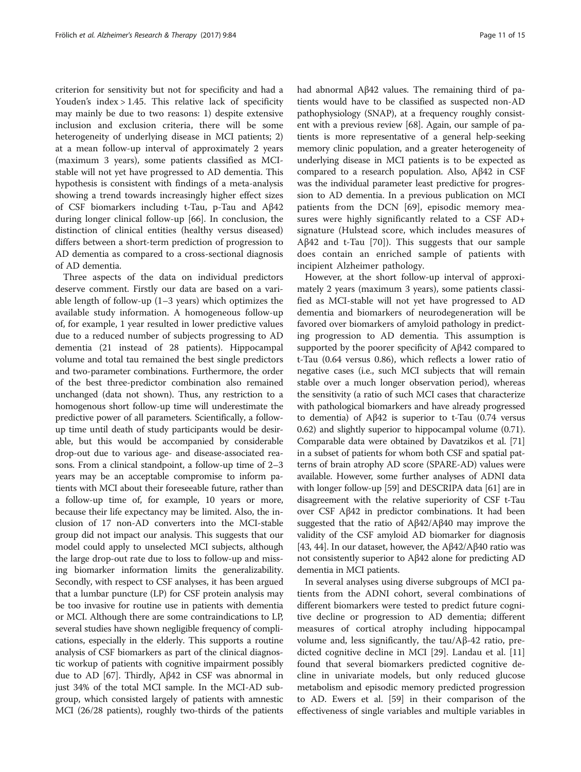criterion for sensitivity but not for specificity and had a Youden's index > 1.45. This relative lack of specificity may mainly be due to two reasons: 1) despite extensive inclusion and exclusion criteria, there will be some heterogeneity of underlying disease in MCI patients; 2) at a mean follow-up interval of approximately 2 years (maximum 3 years), some patients classified as MCI-stable will not yet have progressed to AD dementia. This hypothesis is consistent with findings of a meta-analysis showing a trend towards increasingly higher effect sizes of CSF biomarkers including t-Tau, p-Tau and Aβ42 during longer clinical follow-up [66]. In conclusion, the distinction of clinical entities (healthy versus diseased) differs between a short-term prediction of progression to AD dementia as compared to a cross-sectional diagnosis of AD dementia.

Three aspects of the data on individual predictors deserve comment. Firstly our data are based on a variable length of follow-up (1–3 years) which optimizes the available study information. A homogeneous follow-up of, for example, 1 year resulted in lower predictive values due to a reduced number of subjects progressing to AD dementia (21 instead of 28 patients). Hippocampal volume and total tau remained the best single predictors and two-parameter combinations. Furthermore, the order of the best three-predictor combination also remained unchanged (data not shown). Thus, any restriction to a homogenous short follow-up time will underestimate the predictive power of all parameters. Scientifically, a follow-up time until death of study participants would be desirable, but this would be accompanied by considerable drop-out due to various age- and disease-associated reasons. From a clinical standpoint, a follow-up time of 2–3 years may be an acceptable compromise to inform patients with MCI about their foreseeable future, rather than a follow-up time of, for example, 10 years or more, because their life expectancy may be limited. Also, the inclusion of 17 non-AD converters into the MCI-stable group did not impact our analysis. This suggests that our model could apply to unselected MCI subjects, although the large drop-out rate due to loss to follow-up and missing biomarker information limits the generalizability. Secondly, with respect to CSF analyses, it has been argued that a lumbar puncture (LP) for CSF protein analysis may be too invasive for routine use in patients with dementia or MCI. Although there are some contraindications to LP, several studies have shown negligible frequency of complications, especially in the elderly. This supports a routine analysis of CSF biomarkers as part of the clinical diagnostic workup of patients with cognitive impairment possibly due to AD [67]. Thirdly, Aβ42 in CSF was abnormal in just 34% of the total MCI sample. In the MCI-AD subgroup, which consisted largely of patients with amnestic MCI (26/28 patients), roughly two-thirds of the patients had abnormal Aβ42 values. The remaining third of patients would have to be classified as suspected non-AD pathophysiology (SNAP), at a frequency roughly consistent with a previous review [68]. Again, our sample of patients is more representative of a general help-seeking memory clinic population, and a greater heterogeneity of underlying disease in MCI patients is to be expected as compared to a research population. Also, Aβ42 in CSF was the individual parameter least predictive for progression to AD dementia. In a previous publication on MCI patients from the DCN [69], episodic memory measures were highly significantly related to a CSF AD+ signature (Hulstead score, which includes measures of Aβ42 and t-Tau [70]). This suggests that our sample does contain an enriched sample of patients with incipient Alzheimer pathology.

However, at the short follow-up interval of approximately 2 years (maximum 3 years), some patients classified as MCI-stable will not yet have progressed to AD dementia and biomarkers of neurodegeneration will be favored over biomarkers of amyloid pathology in predicting progression to AD dementia. This assumption is supported by the poorer specificity of Aβ42 compared to t-Tau (0.64 versus 0.86), which reflects a lower ratio of negative cases (i.e., such MCI subjects that will remain stable over a much longer observation period), whereas the sensitivity (a ratio of such MCI cases that characterize with pathological biomarkers and have already progressed to dementia) of Aβ42 is superior to t-Tau (0.74 versus 0.62) and slightly superior to hippocampal volume (0.71). Comparable data were obtained by Davatzikos et al. [71] in a subset of patients for whom both CSF and spatial patterns of brain atrophy AD score (SPARE-AD) values were available. However, some further analyses of ADNI data with longer follow-up [59] and DESCRIPA data [61] are in disagreement with the relative superiority of CSF t-Tau over CSF Aβ42 in predictor combinations. It had been suggested that the ratio of Aβ42/Aβ40 may improve the validity of the CSF amyloid AD biomarker for diagnosis [43, 44]. In our dataset, however, the Aβ42/Aβ40 ratio was not consistently superior to Aβ42 alone for predicting AD dementia in MCI patients.

In several analyses using diverse subgroups of MCI patients from the ADNI cohort, several combinations of different biomarkers were tested to predict future cognitive decline or progression to AD dementia; different measures of cortical atrophy including hippocampal volume and, less significantly, the tau/Aβ-42 ratio, predicted cognitive decline in MCI [29]. Landau et al. [11] found that several biomarkers predicted cognitive decline in univariate models, but only reduced glucose metabolism and episodic memory predicted progression to AD. Ewers et al. [59] in their comparison of the effectiveness of single variables and multiple variables in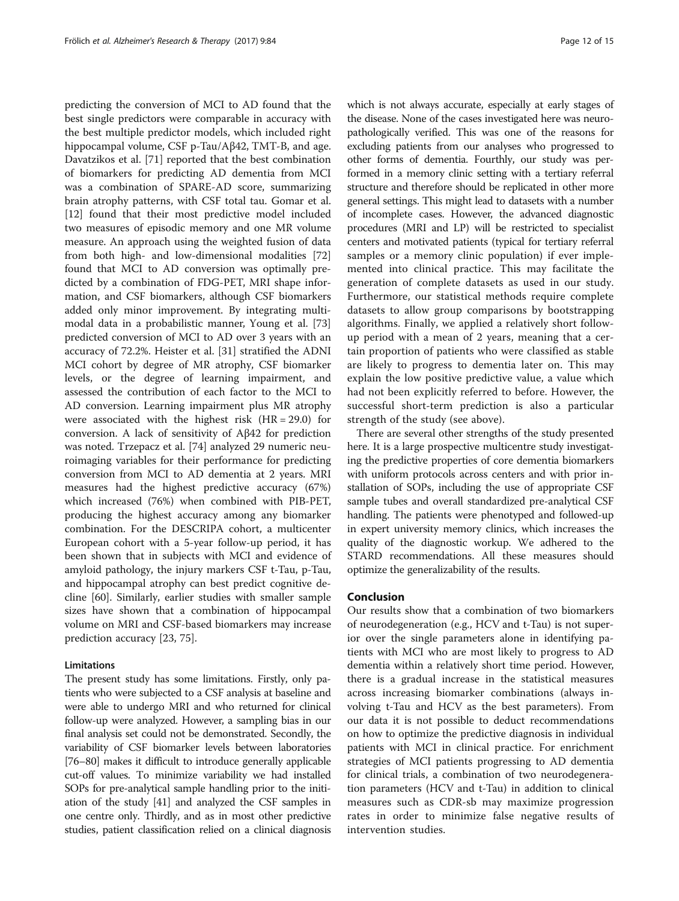predicting the conversion of MCI to AD found that the best single predictors were comparable in accuracy with the best multiple predictor models, which included right hippocampal volume, CSF p-Tau/Aβ42, TMT-B, and age. Davatzikos et al. [71] reported that the best combination of biomarkers for predicting AD dementia from MCI was a combination of SPARE-AD score, summarizing brain atrophy patterns, with CSF total tau. Gomar et al. [12] found that their most predictive model included two measures of episodic memory and one MR volume measure. An approach using the weighted fusion of data from both high- and low-dimensional modalities [72] found that MCI to AD conversion was optimally predicted by a combination of FDG-PET, MRI shape information, and CSF biomarkers, although CSF biomarkers added only minor improvement. By integrating multimodal data in a probabilistic manner, Young et al. [73] predicted conversion of MCI to AD over 3 years with an accuracy of 72.2%. Heister et al. [31] stratified the ADNI MCI cohort by degree of MR atrophy, CSF biomarker levels, or the degree of learning impairment, and assessed the contribution of each factor to the MCI to AD conversion. Learning impairment plus MR atrophy were associated with the highest risk (HR = 29.0) for conversion. A lack of sensitivity of Aβ42 for prediction was noted. Trzepacz et al. [74] analyzed 29 numeric neuroimaging variables for their performance for predicting conversion from MCI to AD dementia at 2 years. MRI measures had the highest predictive accuracy (67%) which increased (76%) when combined with PIB-PET, producing the highest accuracy among any biomarker combination. For the DESCRIPA cohort, a multicenter European cohort with a 5-year follow-up period, it has been shown that in subjects with MCI and evidence of amyloid pathology, the injury markers CSF t-Tau, p-Tau, and hippocampal atrophy can best predict cognitive decline [60]. Similarly, earlier studies with smaller sample sizes have shown that a combination of hippocampal volume on MRI and CSF-based biomarkers may increase prediction accuracy [23, 75].

### Limitations

The present study has some limitations. Firstly, only patients who were subjected to a CSF analysis at baseline and were able to undergo MRI and who returned for clinical follow-up were analyzed. However, a sampling bias in our final analysis set could not be demonstrated. Secondly, the variability of CSF biomarker levels between laboratories [76–80] makes it difficult to introduce generally applicable cut-off values. To minimize variability we had installed SOPs for pre-analytical sample handling prior to the initiation of the study [41] and analyzed the CSF samples in one centre only. Thirdly, and as in most other predictive studies, patient classification relied on a clinical diagnosis which is not always accurate, especially at early stages of the disease. None of the cases investigated here was neuropathologically verified. This was one of the reasons for excluding patients from our analyses who progressed to other forms of dementia. Fourthly, our study was performed in a memory clinic setting with a tertiary referral structure and therefore should be replicated in other more general settings. This might lead to datasets with a number of incomplete cases. However, the advanced diagnostic procedures (MRI and LP) will be restricted to specialist centers and motivated patients (typical for tertiary referral samples or a memory clinic population) if ever implemented into clinical practice. This may facilitate the generation of complete datasets as used in our study. Furthermore, our statistical methods require complete datasets to allow group comparisons by bootstrapping algorithms. Finally, we applied a relatively short follow-up period with a mean of 2 years, meaning that a certain proportion of patients who were classified as stable are likely to progress to dementia later on. This may explain the low positive predictive value, a value which had not been explicitly referred to before. However, the successful short-term prediction is also a particular strength of the study (see above).

There are several other strengths of the study presented here. It is a large prospective multicentre study investigating the predictive properties of core dementia biomarkers with uniform protocols across centers and with prior installation of SOPs, including the use of appropriate CSF sample tubes and overall standardized pre-analytical CSF handling. The patients were phenotyped and followed-up in expert university memory clinics, which increases the quality of the diagnostic workup. We adhered to the STARD recommendations. All these measures should optimize the generalizability of the results.

## Conclusion

Our results show that a combination of two biomarkers of neurodegeneration (e.g., HCV and t-Tau) is not superior over the single parameters alone in identifying patients with MCI who are most likely to progress to AD dementia within a relatively short time period. However, there is a gradual increase in the statistical measures across increasing biomarker combinations (always involving t-Tau and HCV as the best parameters). From our data it is not possible to deduct recommendations on how to optimize the predictive diagnosis in individual patients with MCI in clinical practice. For enrichment strategies of MCI patients progressing to AD dementia for clinical trials, a combination of two neurodegeneration parameters (HCV and t-Tau) in addition to clinical measures such as CDR-sb may maximize progression rates in order to minimize false negative results of intervention studies.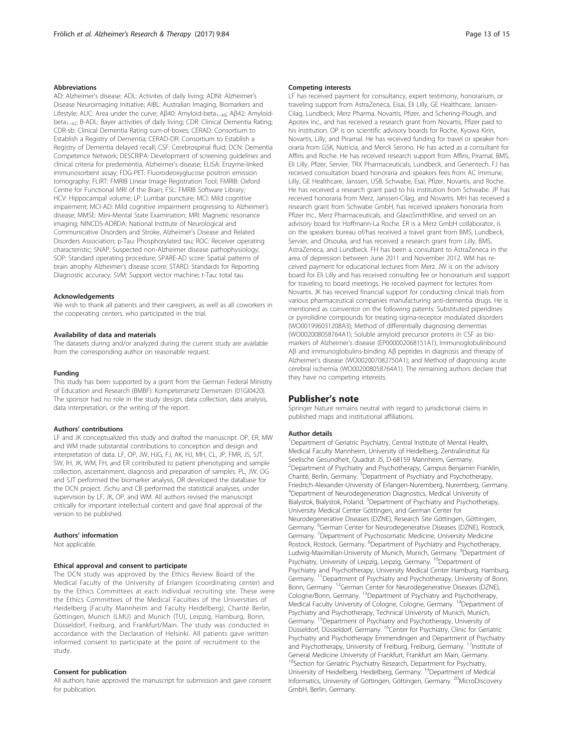### Abbreviations

AD: Alzheimer's disease; ADL: Activites of daily living; ADNI: Alzheimer's Disease Neuroimaging Initiative; AIBL: Australian Imaging, Biomarkers and Lifestyle; AUC: Area under the curve; Aβ40: Amyloid-beta$_{1-40}$; Aβ42: Amyloid-beta$_{1-42}$; B-ADL: Bayer activities of daily living; CDR: Clinical Dementia Rating; CDR-sb: Clinical Dementia Rating sum-of-boxes; CERAD: Consortium to Establish a Registry of Dementia; CERAD-DR: Consortium to Establish a Registry of Dementia delayed recall; CSF: Cerebrospinal fluid; DCN: Dementia Competence Network; DESCRIPA: Development of screening guidelines and clinical criteria for predementia, Alzheimer's disease; ELISA: Enzyme-linked immunosorbent assay; FDG-PET: Fluorodeoxyglucose positron emission tomography; FLIRT: FMRIB Linear Image Registration Tool; FMRIB: Oxford Centre for Functional MRI of the Brain; FSL: FMRIB Software Library; HCV: Hippocampal volume; LP: Lumbar puncture; MCI: Mild cognitive impairment; MCI-AD: Mild cognitive impairment progressing to Alzheimer's disease; MMSE: Mini-Mental State Examination; MRI: Magnetic resonance imaging; NINCDS-ADRDA: National Institute of Neurological and Communicative Disorders and Stroke, Alzheimer's Disease and Related Disorders Association; p-Tau: Phosphorylated tau; ROC: Receiver operating characteristic; SNAP: Suspected non-Alzheimer disease pathophysiology; SOP: Standard operating procedure; SPARE-AD score: Spatial patterns of brain atrophy Alzheimer's disease score; STARD: Standards for Reporting Diagnostic accuracy; SVM: Support vector machine; t-Tau: total tau

### Acknowledgements

We wish to thank all patients and their caregivers, as well as all coworkers in the cooperating centers, who participated in the trial.

### Availability of data and materials

The datasets during and/or analyzed during the current study are available from the corresponding author on reasonable request.

### Funding

This study has been supported by a grant from the German Federal Ministry of Education and Research (BMBF): Kompetenznetz Demenzen (01GI0420). The sponsor had no role in the study design, data collection, data analysis, data interpretation, or the writing of the report.

### Authors' contributions

LF and JK conceptualized this study and drafted the manuscript. OP, ER, MW and WM made substantial contributions to conception and design and interpretation of data. LF, OP, JW, HJG, FJ, AK, HJ, MH, CL, JP, FMR, JS, SJT, SW, IH, JK, WM, FH, and ER contributed to patient phenotyping and sample collection, ascertainment, diagnosis and preparation of samples. PL, JW, OG and SJT performed the biomarker analysis, OR developed the database for the DCN project. JSchu and CB performed the statistical analyses, under supervision by LF, JK, OP, and WM. All authors revised the manuscript critically for important intellectual content and gave final approval of the version to be published.

### Authors' information

Not applicable.

### Ethical approval and consent to participate

The DCN study was approved by the Ethics Review Board of the Medical Faculty of the University of Erlangen (coordinating center) and by the Ethics Committees at each individual recruiting site. These were the Ethics Committees of the Medical Faculties of the Universities of Heidelberg (Faculty Mannheim and Faculty Heidelberg), Charité Berlin, Göttingen, Munich (LMU) and Munich (TU), Leipzig, Hamburg, Bonn, Düsseldorf, Freiburg, and Frankfurt/Main. The study was conducted in accordance with the Declaration of Helsinki. All patients gave written informed consent to participate at the point of recruitment to the study.

### Consent for publication

All authors have approved the manuscript for submission and gave consent for publication.

### Competing interests

LF has received payment for consultancy, expert testimony, honorarium, or traveling support from AstraZeneca, Eisai, Eli Lilly, GE Healthcare, Janssen-Cilag, Lundbeck, Merz Pharma, Novartis, Pfizer, and Schering-Plough, and Apotex Inc., and has received a research grant from Novartis, Pfizer paid to his institution. OP is on scientific advisory boards for Roche, Kyowa Kirin, Novartis, Lilly, and Piramal. He has received funding for travel or speaker honoraria from GSK, Nutricia, and Merck Serono. He has acted as a consultant for Affiris and Roche. He has received research support from Affiris, Piramal, BMS, Eli Lilly, Pfizer, Servier, TRX Pharmaceuticals, Lundbeck, and Genentech. FJ has received consultation board honoraria and speakers fees from AC Immune, Lilly, GE Healthcare, Janssen, USB, Schwabe, Esai, Pfizer, Novartis, and Roche. He has received a research grant paid to his institution from Schwabe. JP has received honoraria from Merz, Janssen-Cilag, and Novartis. MH has received a research grant from Schwabe GmbH, has received speakers honoraria from Pfizer Inc., Merz Pharmaceuticals, and GlaxoSmithKline, and served on an advisory board for Hoffmann-La Roche. ER is a Merz GmbH collaborator, is on the speakers bureau of/has received a travel grant from BMS, Lundbeck, Servier, and Otsouka, and has received a research grant from Lilly, BMS, AstraZeneca, and Lundbeck. FH has been a consultant to AstraZeneca in the area of depression between June 2011 and November 2012. WM has received payment for educational lectures from Merz. JW is on the advisory board for Eli Lilly and has received consulting fee or honorarium and support for traveling to board meetings. He received payment for lectures from Novartis. JK has received financial support for conducting clinical trials from various pharmaceutical companies manufacturing anti-dementia drugs. He is mentioned as coinventor on the following patents: Substituted piperidines or pyrrolidine compounds for treating sigma-receptor modulated disorders (WO001996031208A3); Method of differentially diagnosing dementias (WO002008058764A1); Soluble amyloid precursor proteins in CSF as biomarkers of Alzheimer's disease (EP000002068151A1); Immunoglobulinbound Aβ and immunoglobulins-binding Aβ peptides in diagnosis and therapy of Alzheimer's disease (WO002007082750A1); and Method of diagnosing acute cerebral ischemia (WO002008058764A1). The remaining authors declare that they have no competing interests.

## Publisher's note

Springer Nature remains neutral with regard to jurisdictional claims in published maps and institutional affiliations.

### Author details

[1]Department of Geriatric Psychiatry, Central Institute of Mental Health, Medical Faculty Mannheim, University of Heidelberg, Zentralinstitut für Seelische Gesundheit, Quadrat J5, D-68159 Mannheim, Germany. [2]Department of Psychiatry and Psychotherapy, Campus Benjamin Franklin, Charité, Berlin, Germany. [3]Department of Psychiatry and Psychotherapy, Friedrich-Alexander-University of Erlangen-Nuremberg, Nuremberg, Germany. [4]Department of Neurodegeneration Diagnostics, Medical University of Bialystok, Bialystok, Poland. [5]Department of Psychiatry and Psychotherapy, University Medical Center Göttingen, and German Center for Neurodegenerative Diseases (DZNE), Research Site Göttingen, Göttingen, Germany. [6]German Center for Neurodegenerative Diseases (DZNE), Rostock, Germany. [7]Department of Psychosomatic Medicine, University Medicine Rostock, Rostock, Germany. [8]Department of Psychiatry and Psychotherapy, Ludwig-Maximilian-University of Munich, Munich, Germany. [9]Department of Psychiatry, University of Leipzig, Leipzig, Germany. [10]Department of Psychiatry and Psychotherapy, University Medical Center Hamburg, Hamburg, Germany. [11]Department of Psychiatry and Psychotherapy, University of Bonn, Bonn, Germany. [12]German Center for Neurodegenerative Diseases (DZNE), Cologne/Bonn, Germany. [13]Department of Psychiatry and Psychotherapy, Medical Faculty University of Cologne, Cologne, Germany. [14]Department of Psychiatry and Psychotherapy, Technical University of Munich, Munich, Germany. [15]Department of Psychiatry and Psychotherapy, University of Düsseldorf, Düsseldorf, Germany. [16]Center for Psychiatry, Clinic for Geriatric Psychiatry and Psychotherapy Emmendingen and Department of Psychiatry and Psychotherapy, University of Freiburg, Freiburg, Germany. [17]Institute of General Medicine University of Frankfurt, Frankfurt am Main, Germany. [18]Section for Geriatric Psychiatry Research, Department for Psychiatry, University of Heidelberg, Heidelberg, Germany. [19]Department of Medical Informatics, University of Göttingen, Göttingen, Germany. [20]MicroDiscovery GmbH, Berlin, Germany.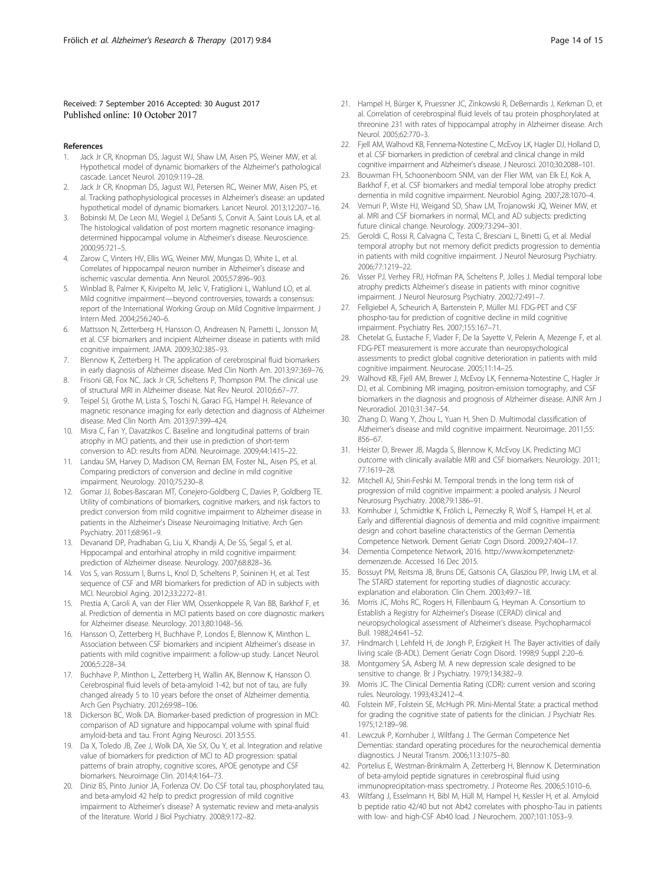Received: 7 September 2016 Accepted: 30 August 2017
Published online: 10 October 2017

## References

1. Jack Jr CR, Knopman DS, Jagust WJ, Shaw LM, Aisen PS, Weiner MW, et al. Hypothetical model of dynamic biomarkers of the Alzheimer's pathological cascade. Lancet Neurol. 2010;9:119–28.
2. Jack Jr CR, Knopman DS, Jagust WJ, Petersen RC, Weiner MW, Aisen PS, et al. Tracking pathophysiological processes in Alzheimer's disease: an updated hypothetical model of dynamic biomarkers. Lancet Neurol. 2013;12:207–16.
3. Bobinski M, De Leon MJ, Wegiel J, DeSanti S, Convit A, Saint Louis LA, et al. The histological validation of post mortem magnetic resonance imaging-determined hippocampal volume in Alzheimer's disease. Neuroscience. 2000;95:721–5.
4. Zarow C, Vinters HV, Ellis WG, Weiner MW, Mungas D, White L, et al. Correlates of hippocampal neuron number in Alzheimer's disease and ischemic vascular dementia. Ann Neurol. 2005;57:896–903.
5. Winblad B, Palmer K, Kivipelto M, Jelic V, Fratiglioni L, Wahlund LO, et al. Mild cognitive impairment—beyond controversies, towards a consensus: report of the International Working Group on Mild Cognitive Impairment. J Intern Med. 2004;256:240–6.
6. Mattsson N, Zetterberg H, Hansson O, Andreasen N, Parnetti L, Jonsson M, et al. CSF biomarkers and incipient Alzheimer disease in patients with mild cognitive impairment. JAMA. 2009;302:385–93.
7. Blennow K, Zetterberg H. The application of cerebrospinal fluid biomarkers in early diagnosis of Alzheimer disease. Med Clin North Am. 2013;97:369–76.
8. Frisoni GB, Fox NC, Jack Jr CR, Scheltens P, Thompson PM. The clinical use of structural MRI in Alzheimer disease. Nat Rev Neurol. 2010;6:67–77.
9. Teipel SJ, Grothe M, Lista S, Toschi N, Garaci FG, Hampel H. Relevance of magnetic resonance imaging for early detection and diagnosis of Alzheimer disease. Med Clin North Am. 2013;97:399–424.
10. Misra C, Fan Y, Davatzikos C. Baseline and longitudinal patterns of brain atrophy in MCI patients, and their use in prediction of short-term conversion to AD: results from ADNI. Neuroimage. 2009;44:1415–22.
11. Landau SM, Harvey D, Madison CM, Reiman EM, Foster NL, Aisen PS, et al. Comparing predictors of conversion and decline in mild cognitive impairment. Neurology. 2010;75:230–8.
12. Gomar JJ, Bobes-Bascaran MT, Conejero-Goldberg C, Davies P, Goldberg TE. Utility of combinations of biomarkers, cognitive markers, and risk factors to predict conversion from mild cognitive impairment to Alzheimer disease in patients in the Alzheimer's Disease Neuroimaging Initiative. Arch Gen Psychiatry. 2011;68:961–9.
13. Devanand DP, Pradhaban G, Liu X, Khandji A, De SS, Segal S, et al. Hippocampal and entorhinal atrophy in mild cognitive impairment: prediction of Alzheimer disease. Neurology. 2007;68:828–36.
14. Vos S, van Rossum I, Burns L, Knol D, Scheltens P, Soininen H, et al. Test sequence of CSF and MRI biomarkers for prediction of AD in subjects with MCI. Neurobiol Aging. 2012;33:2272–81.
15. Prestia A, Caroli A, van der Flier WM, Ossenkoppele R, Van BB, Barkhof F, et al. Prediction of dementia in MCI patients based on core diagnostic markers for Alzheimer disease. Neurology. 2013;80:1048–56.
16. Hansson O, Zetterberg H, Buchhave P, Londos E, Blennow K, Minthon L. Association between CSF biomarkers and incipient Alzheimer's disease in patients with mild cognitive impairment: a follow-up study. Lancet Neurol. 2006;5:228–34.
17. Buchhave P, Minthon L, Zetterberg H, Wallin AK, Blennow K, Hansson O. Cerebrospinal fluid levels of beta-amyloid 1-42, but not of tau, are fully changed already 5 to 10 years before the onset of Alzheimer dementia. Arch Gen Psychiatry. 2012;69:98–106.
18. Dickerson BC, Wolk DA. Biomarker-based prediction of progression in MCI: comparison of AD signature and hippocampal volume with spinal fluid amyloid-beta and tau. Front Aging Neurosci. 2013;5:55.
19. Da X, Toledo JB, Zee J, Wolk DA, Xie SX, Ou Y, et al. Integration and relative value of biomarkers for prediction of MCI to AD progression: spatial patterns of brain atrophy, cognitive scores, APOE genotype and CSF biomarkers. Neuroimage Clin. 2014;4:164–73.
20. Diniz BS, Pinto Junior JA, Forlenza OV. Do CSF total tau, phosphorylated tau, and beta-amyloid 42 help to predict progression of mild cognitive impairment to Alzheimer's disease? A systematic review and meta-analysis of the literature. World J Biol Psychiatry. 2008;9:172–82.
21. Hampel H, Bürger K, Pruessner JC, Zinkowski R, DeBernardis J, Kerkman D, et al. Correlation of cerebrospinal fluid levels of tau protein phosphorylated at threonine 231 with rates of hippocampal atrophy in Alzheimer disease. Arch Neurol. 2005;62:770–3.
22. Fjell AM, Walhovd KB, Fennema-Notestine C, McEvoy LK, Hagler DJ, Holland D, et al. CSF biomarkers in prediction of cerebral and clinical change in mild cognitive impairment and Alzheimer's disease. J Neurosci. 2010;30:2088–101.
23. Bouwman FH, Schoonenboom SNM, van der Flier WM, van Elk EJ, Kok A, Barkhof F, et al. CSF biomarkers and medial temporal lobe atrophy predict dementia in mild cognitive impairment. Neurobiol Aging. 2007;28:1070–4.
24. Vemuri P, Wiste HJ, Weigand SD, Shaw LM, Trojanowski JQ, Weiner MW, et al. MRI and CSF biomarkers in normal, MCI, and AD subjects: predicting future clinical change. Neurology. 2009;73:294–301.
25. Geroldi C, Rossi R, Calvagna C, Testa C, Bresciani L, Binetti G, et al. Medial temporal atrophy but not memory deficit predicts progression to dementia in patients with mild cognitive impairment. J Neurol Neurosurg Psychiatry. 2006;77:1219–22.
26. Visser PJ, Verhey FRJ, Hofman PA, Scheltens P, Jolles J. Medial temporal lobe atrophy predicts Alzheimer's disease in patients with minor cognitive impairment. J Neurol Neurosurg Psychiatry. 2002;72:491–7.
27. Fellgiebel A, Scheurich A, Bartenstein P, Müller MJ. FDG-PET and CSF phospho-tau for prediction of cognitive decline in mild cognitive impairment. Psychiatry Res. 2007;155:167–71.
28. Chetelat G, Eustache F, Viader F, De la Sayette V, Pelerin A, Mezenge F, et al. FDG-PET measurement is more accurate than neuropsychological assessments to predict global cognitive deterioration in patients with mild cognitive impairment. Neurocase. 2005;11:14–25.
29. Walhovd KB, Fjell AM, Brewer J, McEvoy LK, Fennema-Notestine C, Hagler Jr DJ, et al. Combining MR imaging, positron-emission tomography, and CSF biomarkers in the diagnosis and prognosis of Alzheimer disease. AJNR Am J Neuroradiol. 2010;31:347–54.
30. Zhang D, Wang Y, Zhou L, Yuan H, Shen D. Multimodal classification of Alzheimer's disease and mild cognitive impairment. Neuroimage. 2011;55:856–67.
31. Heister D, Brewer JB, Magda S, Blennow K, McEvoy LK. Predicting MCI outcome with clinically available MRI and CSF biomarkers. Neurology. 2011;77:1619–28.
32. Mitchell AJ, Shiri-Feshki M. Temporal trends in the long term risk of progression of mild cognitive impairment: a pooled analysis. J Neurol Neurosurg Psychiatry. 2008;79:1386–91.
33. Kornhuber J, Schmidtke K, Frölich L, Perneczky R, Wolf S, Hampel H, et al. Early and differential diagnosis of dementia and mild cognitive impairment: design and cohort baseline characteristics of the German Dementia Competence Network. Dement Geriatr Cogn Disord. 2009;27:404–17.
34. Dementia Competence Network, 2016. http://www.kompetenznetz-demenzen.de. Accessed 16 Dec 2015.
35. Bossuyt PM, Reitsma JB, Bruns DE, Gatsonis CA, Glasziou PP, Irwig LM, et al. The STARD statement for reporting studies of diagnostic accuracy: explanation and elaboration. Clin Chem. 2003;49:7–18.
36. Morris JC, Mohs RC, Rogers H, Fillenbaum G, Heyman A. Consortium to Establish a Registry for Alzheimer's Disease (CERAD) clinical and neuropsychological assessment of Alzheimer's disease. Psychopharmacol Bull. 1988;24:641–52.
37. Hindmarch I, Lehfeld H, de Jongh P, Erzigkeit H. The Bayer activities of daily living scale (B-ADL). Dement Geriatr Cogn Disord. 1998;9 Suppl 2:20–6.
38. Montgomery SA, Asberg M. A new depression scale designed to be sensitive to change. Br J Psychiatry. 1979;134:382–9.
39. Morris JC. The Clinical Dementia Rating (CDR): current version and scoring rules. Neurology. 1993;43:2412–4.
40. Folstein MF, Folstein SE, McHugh PR. Mini-Mental State: a practical method for grading the cognitive state of patients for the clinician. J Psychiatr Res. 1975;12:189–98.
41. Lewczuk P, Kornhuber J, Wiltfang J. The German Competence Net Dementias: standard operating procedures for the neurochemical dementia diagnostics. J Neural Transm. 2006;113:1075–80.
42. Portelius E, Westman-Brinkmalm A, Zetterberg H, Blennow K. Determination of beta-amyloid peptide signatures in cerebrospinal fluid using immunoprecipitation-mass spectrometry. J Proteome Res. 2006;5:1010–6.
43. Wiltfang J, Esselmann H, Bibl M, Hüll M, Hampel H, Kessler H, et al. Amyloid b peptide ratio 42/40 but not Ab42 correlates with phospho-Tau in patients with low- and high-CSF Ab40 load. J Neurochem. 2007;101:1053–9.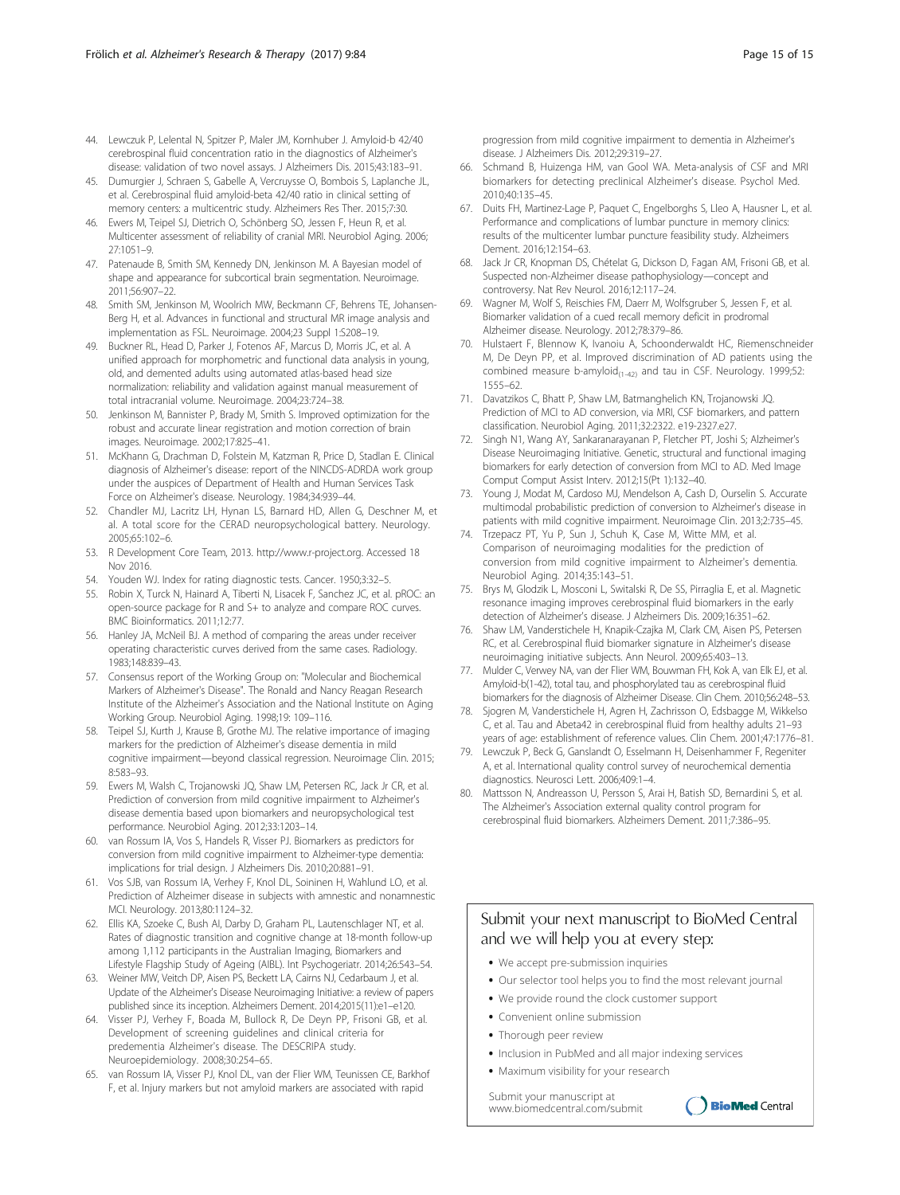44. Lewczuk P, Lelental N, Spitzer P, Maler JM, Kornhuber J. Amyloid-b 42/40 cerebrospinal fluid concentration ratio in the diagnostics of Alzheimer's disease: validation of two novel assays. J Alzheimers Dis. 2015;43:183–91.
45. Dumurgier J, Schraen S, Gabelle A, Vercruysse O, Bombois S, Laplanche JL, et al. Cerebrospinal fluid amyloid-beta 42/40 ratio in clinical setting of memory centers: a multicentric study. Alzheimers Res Ther. 2015;7:30.
46. Ewers M, Teipel SJ, Dietrich O, Schönberg SO, Jessen F, Heun R, et al. Multicenter assessment of reliability of cranial MRI. Neurobiol Aging. 2006; 27:1051–9.
47. Patenaude B, Smith SM, Kennedy DN, Jenkinson M. A Bayesian model of shape and appearance for subcortical brain segmentation. Neuroimage. 2011;56:907–22.
48. Smith SM, Jenkinson M, Woolrich MW, Beckmann CF, Behrens TE, Johansen-Berg H, et al. Advances in functional and structural MR image analysis and implementation as FSL. Neuroimage. 2004;23 Suppl 1:S208–19.
49. Buckner RL, Head D, Parker J, Fotenos AF, Marcus D, Morris JC, et al. A unified approach for morphometric and functional data analysis in young, old, and demented adults using automated atlas-based head size normalization: reliability and validation against manual measurement of total intracranial volume. Neuroimage. 2004;23:724–38.
50. Jenkinson M, Bannister P, Brady M, Smith S. Improved optimization for the robust and accurate linear registration and motion correction of brain images. Neuroimage. 2002;17:825–41.
51. McKhann G, Drachman D, Folstein M, Katzman R, Price D, Stadlan E. Clinical diagnosis of Alzheimer's disease: report of the NINCDS-ADRDA work group under the auspices of Department of Health and Human Services Task Force on Alzheimer's disease. Neurology. 1984;34:939–44.
52. Chandler MJ, Lacritz LH, Hynan LS, Barnard HD, Allen G, Deschner M, et al. A total score for the CERAD neuropsychological battery. Neurology. 2005;65:102–6.
53. R Development Core Team, 2013. http://www.r-project.org. Accessed 18 Nov 2016.
54. Youden WJ. Index for rating diagnostic tests. Cancer. 1950;3:32–5.
55. Robin X, Turck N, Hainard A, Tiberti N, Lisacek F, Sanchez JC, et al. pROC: an open-source package for R and S+ to analyze and compare ROC curves. BMC Bioinformatics. 2011;12:77.
56. Hanley JA, McNeil BJ. A method of comparing the areas under receiver operating characteristic curves derived from the same cases. Radiology. 1983;148:839–43.
57. Consensus report of the Working Group on: "Molecular and Biochemical Markers of Alzheimer's Disease". The Ronald and Nancy Reagan Research Institute of the Alzheimer's Association and the National Institute on Aging Working Group. Neurobiol Aging. 1998;19: 109–116.
58. Teipel SJ, Kurth J, Krause B, Grothe MJ. The relative importance of imaging markers for the prediction of Alzheimer's disease dementia in mild cognitive impairment—beyond classical regression. Neuroimage Clin. 2015; 8:583–93.
59. Ewers M, Walsh C, Trojanowski JQ, Shaw LM, Petersen RC, Jack Jr CR, et al. Prediction of conversion from mild cognitive impairment to Alzheimer's disease dementia based upon biomarkers and neuropsychological test performance. Neurobiol Aging. 2012;33:1203–14.
60. van Rossum IA, Vos S, Handels R, Visser PJ. Biomarkers as predictors for conversion from mild cognitive impairment to Alzheimer-type dementia: implications for trial design. J Alzheimers Dis. 2010;20:881–91.
61. Vos SJB, van Rossum IA, Verhey F, Knol DL, Soininen H, Wahlund LO, et al. Prediction of Alzheimer disease in subjects with amnestic and nonamnestic MCI. Neurology. 2013;80:1124–32.
62. Ellis KA, Szoeke C, Bush AI, Darby D, Graham PL, Lautenschlager NT, et al. Rates of diagnostic transition and cognitive change at 18-month follow-up among 1,112 participants in the Australian Imaging, Biomarkers and Lifestyle Flagship Study of Ageing (AIBL). Int Psychogeriatr. 2014;26:543–54.
63. Weiner MW, Veitch DP, Aisen PS, Beckett LA, Cairns NJ, Cedarbaum J, et al. Update of the Alzheimer's Disease Neuroimaging Initiative: a review of papers published since its inception. Alzheimers Dement. 2014;2015(11):e1–e120.
64. Visser PJ, Verhey F, Boada M, Bullock R, De Deyn PP, Frisoni GB, et al. Development of screening guidelines and clinical criteria for predementia Alzheimer's disease. The DESCRIPA study. Neuroepidemiology. 2008;30:254–65.
65. van Rossum IA, Visser PJ, Knol DL, van der Flier WM, Teunissen CE, Barkhof F, et al. Injury markers but not amyloid markers are associated with rapid progression from mild cognitive impairment to dementia in Alzheimer's disease. J Alzheimers Dis. 2012;29:319–27.
66. Schmand B, Huizenga HM, van Gool WA. Meta-analysis of CSF and MRI biomarkers for detecting preclinical Alzheimer's disease. Psychol Med. 2010;40:135–45.
67. Duits FH, Martinez-Lage P, Paquet C, Engelborghs S, Lleo A, Hausner L, et al. Performance and complications of lumbar puncture in memory clinics: results of the multicenter lumbar puncture feasibility study. Alzheimers Dement. 2016;12:154–63.
68. Jack Jr CR, Knopman DS, Chételat G, Dickson D, Fagan AM, Frisoni GB, et al. Suspected non-Alzheimer disease pathophysiology—concept and controversy. Nat Rev Neurol. 2016;12:117–24.
69. Wagner M, Wolf S, Reischies FM, Daerr M, Wolfsgruber S, Jessen F, et al. Biomarker validation of a cued recall memory deficit in prodromal Alzheimer disease. Neurology. 2012;78:379–86.
70. Hulstaert F, Blennow K, Ivanoiu A, Schoonderwaldt HC, Riemenschneider M, De Deyn PP, et al. Improved discrimination of AD patients using the combined measure b-amyloid$_{(1-42)}$ and tau in CSF. Neurology. 1999;52: 1555–62.
71. Davatzikos C, Bhatt P, Shaw LM, Batmanghelich KN, Trojanowski JQ. Prediction of MCI to AD conversion, via MRI, CSF biomarkers, and pattern classification. Neurobiol Aging. 2011;32:2322. e19-2327.e27.
72. Singh N1, Wang AY, Sankaranarayanan P, Fletcher PT, Joshi S; Alzheimer's Disease Neuroimaging Initiative. Genetic, structural and functional imaging biomarkers for early detection of conversion from MCI to AD. Med Image Comput Comput Assist Interv. 2012;15(Pt 1):132–40.
73. Young J, Modat M, Cardoso MJ, Mendelson A, Cash D, Ourselin S. Accurate multimodal probabilistic prediction of conversion to Alzheimer's disease in patients with mild cognitive impairment. Neuroimage Clin. 2013;2:735–45.
74. Trzepacz PT, Yu P, Sun J, Schuh K, Case M, Witte MM, et al. Comparison of neuroimaging modalities for the prediction of conversion from mild cognitive impairment to Alzheimer's dementia. Neurobiol Aging. 2014;35:143–51.
75. Brys M, Glodzik L, Mosconi L, Switalski R, De SS, Pirraglia E, et al. Magnetic resonance imaging improves cerebrospinal fluid biomarkers in the early detection of Alzheimer's disease. J Alzheimers Dis. 2009;16:351–62.
76. Shaw LM, Vanderstichele H, Knapik-Czajka M, Clark CM, Aisen PS, Petersen RC, et al. Cerebrospinal fluid biomarker signature in Alzheimer's disease neuroimaging initiative subjects. Ann Neurol. 2009;65:403–13.
77. Mulder C, Verwey NA, van der Flier WM, Bouwman FH, Kok A, van Elk EJ, et al. Amyloid-b(1-42), total tau, and phosphorylated tau as cerebrospinal fluid biomarkers for the diagnosis of Alzheimer Disease. Clin Chem. 2010;56:248–53.
78. Sjogren M, Vanderstichele H, Agren H, Zachrisson O, Edsbagge M, Wikkelso C, et al. Tau and Abeta42 in cerebrospinal fluid from healthy adults 21–93 years of age: establishment of reference values. Clin Chem. 2001;47:1776–81.
79. Lewczuk P, Beck G, Ganslandt O, Esselmann H, Deisenhammer F, Regeniter A, et al. International quality control survey of neurochemical dementia diagnostics. Neurosci Lett. 2006;409:1–4.
80. Mattsson N, Andreasson U, Persson S, Arai H, Batish SD, Bernardini S, et al. The Alzheimer's Association external quality control program for cerebrospinal fluid biomarkers. Alzheimers Dement. 2011;7:386–95.

Submit your next manuscript to BioMed Central and we will help you at every step:

- We accept pre-submission inquiries
- Our selector tool helps you to find the most relevant journal
- We provide round the clock customer support
- Convenient online submission
- Thorough peer review
- Inclusion in PubMed and all major indexing services
- Maximum visibility for your research

Submit your manuscript at www.biomedcentral.com/submit

BioMed Central